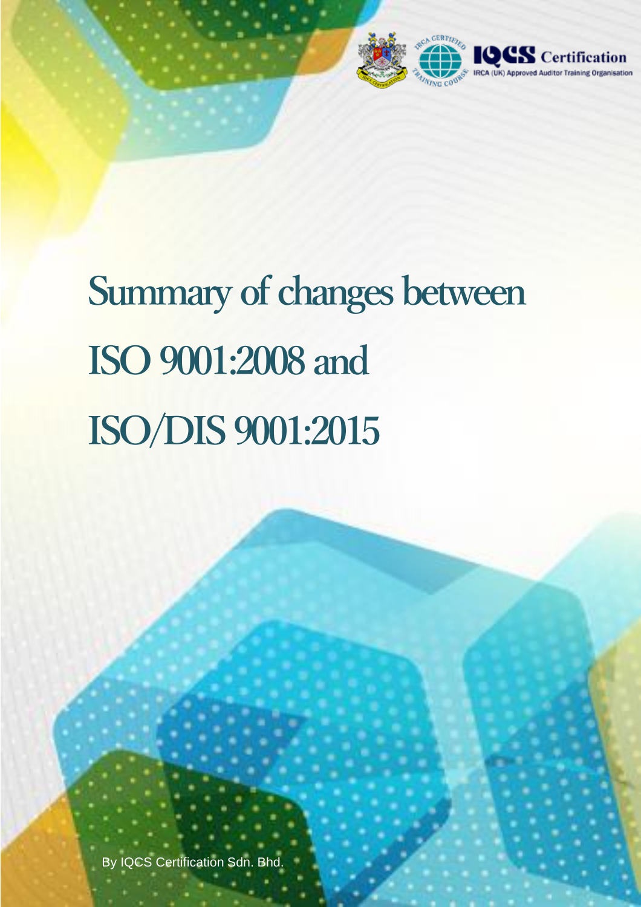IQCS Certification
IRCA (UK) Approved Auditor Training Organisation

# Summary of changes between ISO 9001:2008 and ISO/DIS 9001:2015

By IQCS Certification Sdn. Bhd.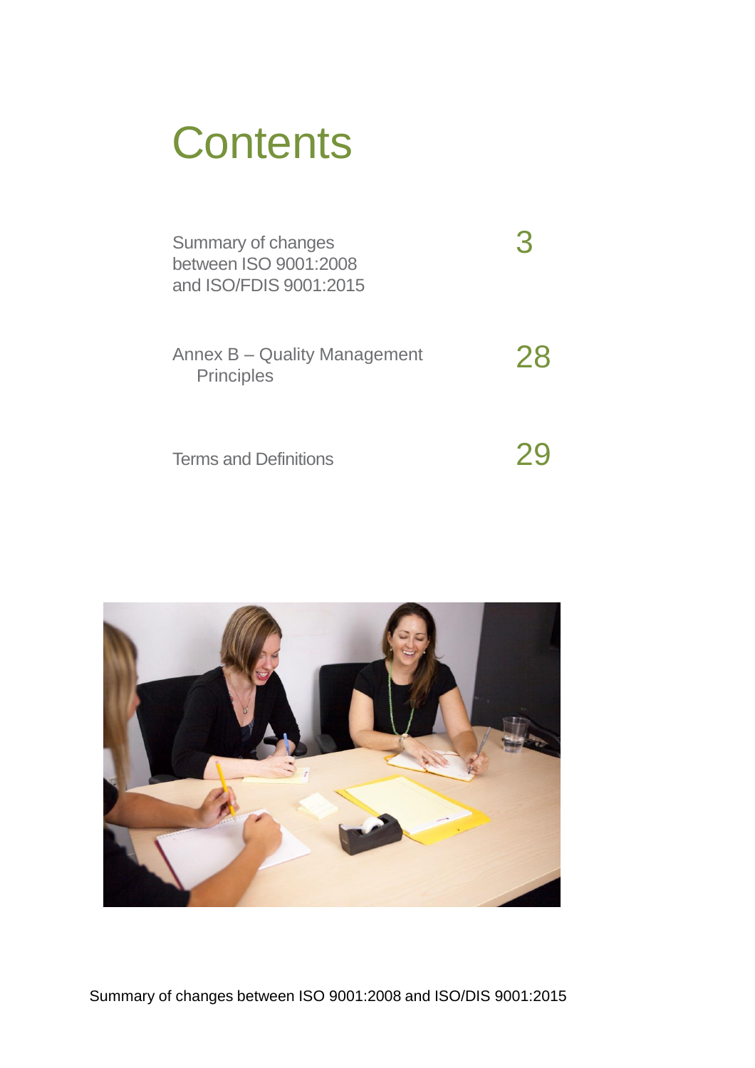# Contents

| | |
|---|---|
| Summary of changes between ISO 9001:2008 and ISO/FDIS 9001:2015 | 3 |
| Annex B – Quality Management Principles | 28 |
| Terms and Definitions | 29 |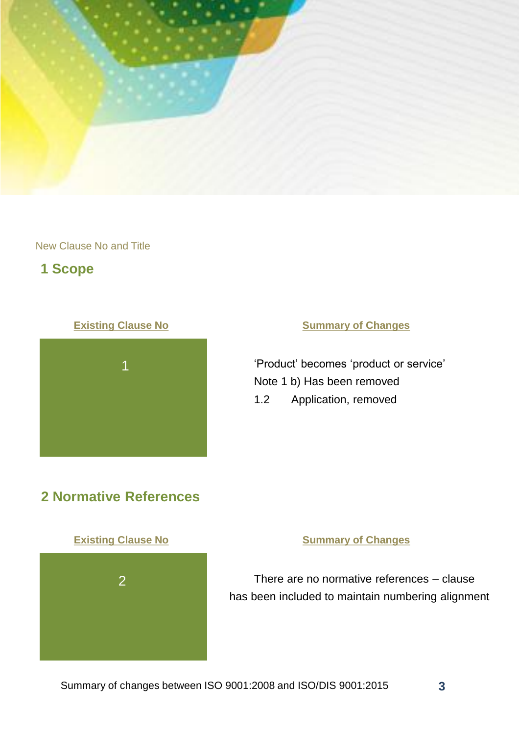New Clause No and Title

## 1 Scope

| Existing Clause No | Summary of Changes |
| --- | --- |
| 1 | 'Product' becomes 'product or service'<br>Note 1 b) Has been removed<br>1.2 Application, removed |

## 2 Normative References

| Existing Clause No | Summary of Changes |
| --- | --- |
| 2 | There are no normative references – clause has been included to maintain numbering alignment |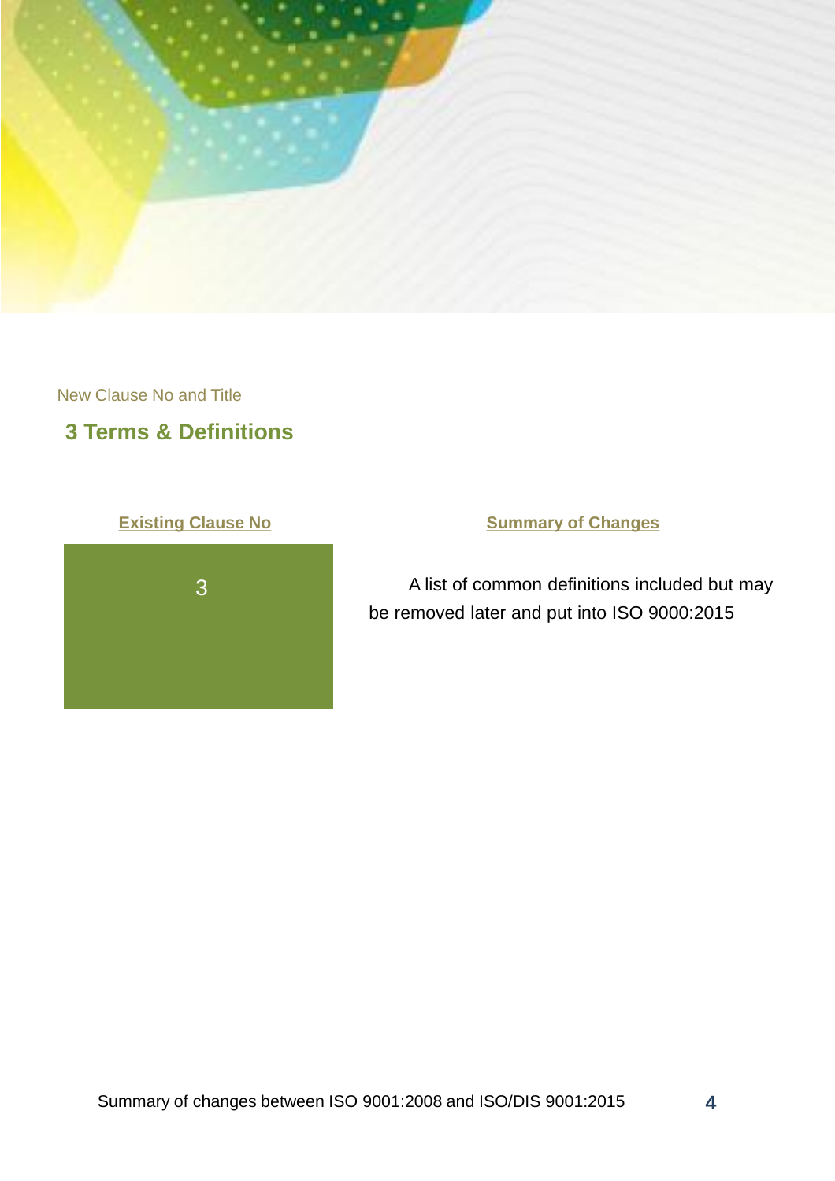New Clause No and Title

## 3 Terms & Definitions

| Existing Clause No | Summary of Changes |
| --- | --- |
| 3 | A list of common definitions included but may be removed later and put into ISO 9000:2015 |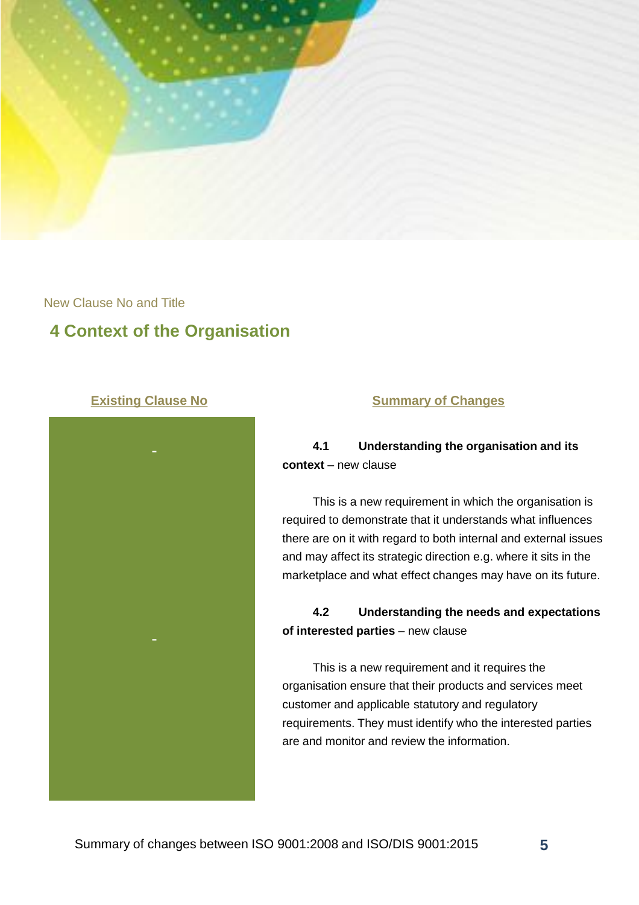New Clause No and Title

## 4 Context of the Organisation

| Existing Clause No | Summary of Changes |
| --- | --- |
| - | **4.1 Understanding the organisation and its context** – new clause<br><br>This is a new requirement in which the organisation is required to demonstrate that it understands what influences there are on it with regard to both internal and external issues and may affect its strategic direction e.g. where it sits in the marketplace and what effect changes may have on its future. |
| - | **4.2 Understanding the needs and expectations of interested parties** – new clause<br><br>This is a new requirement and it requires the organisation ensure that their products and services meet customer and applicable statutory and regulatory requirements. They must identify who the interested parties are and monitor and review the information. |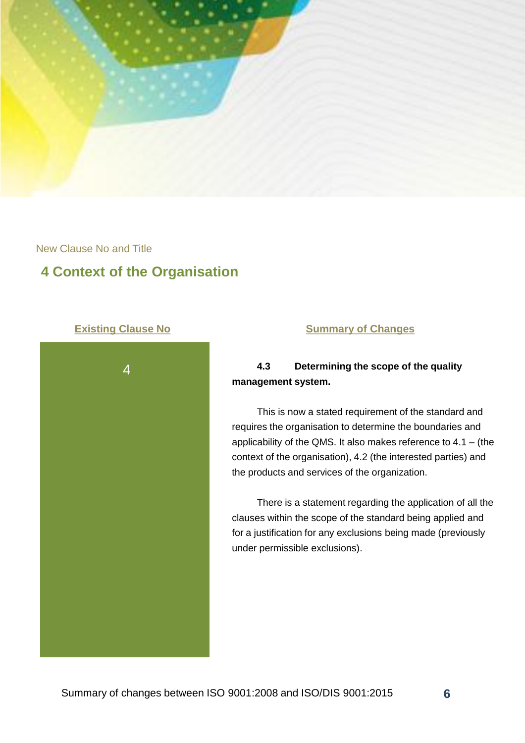New Clause No and Title

## 4 Context of the Organisation

| Existing Clause No | Summary of Changes |
| --- | --- |
| 4 | **4.3 Determining the scope of the quality management system.**<br><br>This is now a stated requirement of the standard and requires the organisation to determine the boundaries and applicability of the QMS. It also makes reference to 4.1 – (the context of the organisation), 4.2 (the interested parties) and the products and services of the organization.<br><br>There is a statement regarding the application of all the clauses within the scope of the standard being applied and for a justification for any exclusions being made (previously under permissible exclusions). |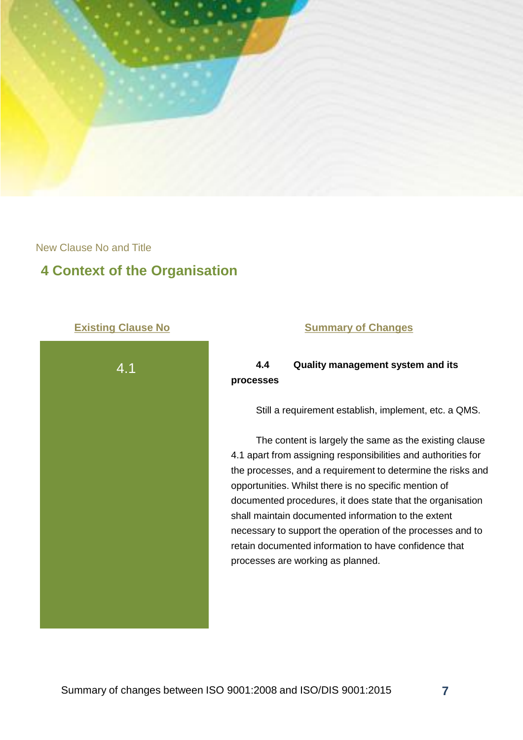New Clause No and Title

## 4 Context of the Organisation

| Existing Clause No | Summary of Changes |
| --- | --- |
| 4.1 | **4.4 Quality management system and its processes**<br><br>Still a requirement establish, implement, etc. a QMS.<br><br>The content is largely the same as the existing clause 4.1 apart from assigning responsibilities and authorities for the processes, and a requirement to determine the risks and opportunities. Whilst there is no specific mention of documented procedures, it does state that the organisation shall maintain documented information to the extent necessary to support the operation of the processes and to retain documented information to have confidence that processes are working as planned. |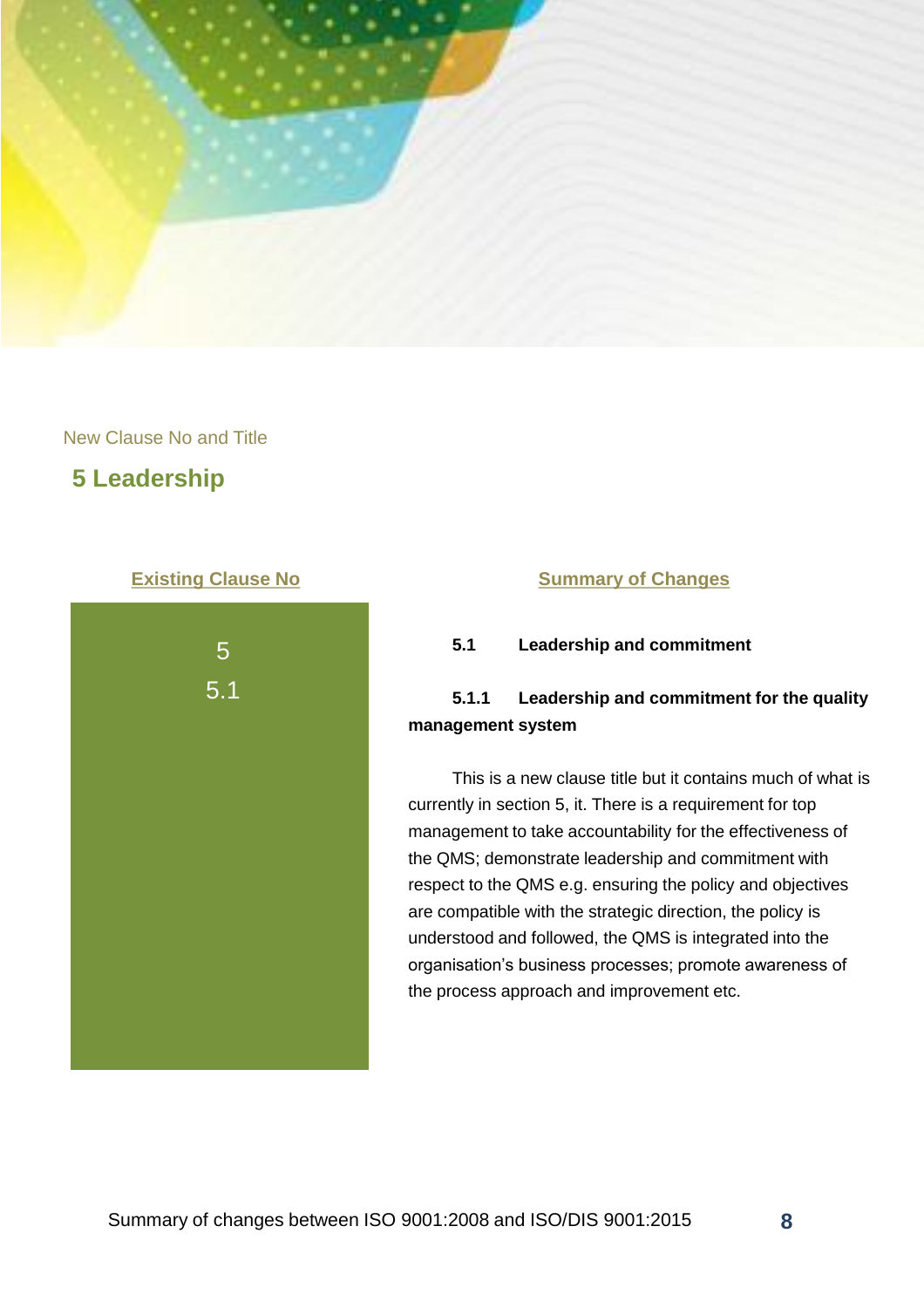New Clause No and Title

# 5 Leadership

| Existing Clause No | Summary of Changes |
|---|---|
| 5<br>5.1 | **5.1 Leadership and commitment**<br><br>**5.1.1 Leadership and commitment for the quality management system**<br><br>This is a new clause title but it contains much of what is currently in section 5, it. There is a requirement for top management to take accountability for the effectiveness of the QMS; demonstrate leadership and commitment with respect to the QMS e.g. ensuring the policy and objectives are compatible with the strategic direction, the policy is understood and followed, the QMS is integrated into the organisation's business processes; promote awareness of the process approach and improvement etc. |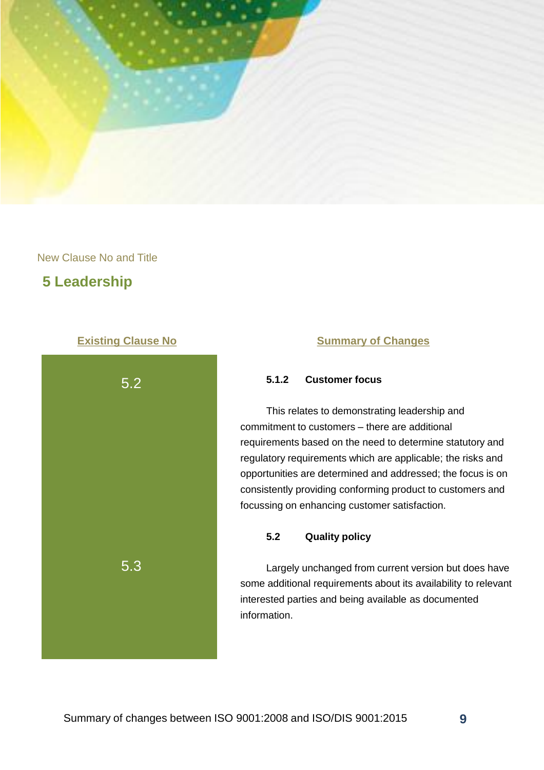New Clause No and Title

## 5 Leadership

| Existing Clause No | Summary of Changes |
|---|---|
| 5.2 | **5.1.2 Customer focus**<br><br>This relates to demonstrating leadership and commitment to customers – there are additional requirements based on the need to determine statutory and regulatory requirements which are applicable; the risks and opportunities are determined and addressed; the focus is on consistently providing conforming product to customers and focussing on enhancing customer satisfaction. |
| 5.3 | **5.2 Quality policy**<br><br>Largely unchanged from current version but does have some additional requirements about its availability to relevant interested parties and being available as documented information. |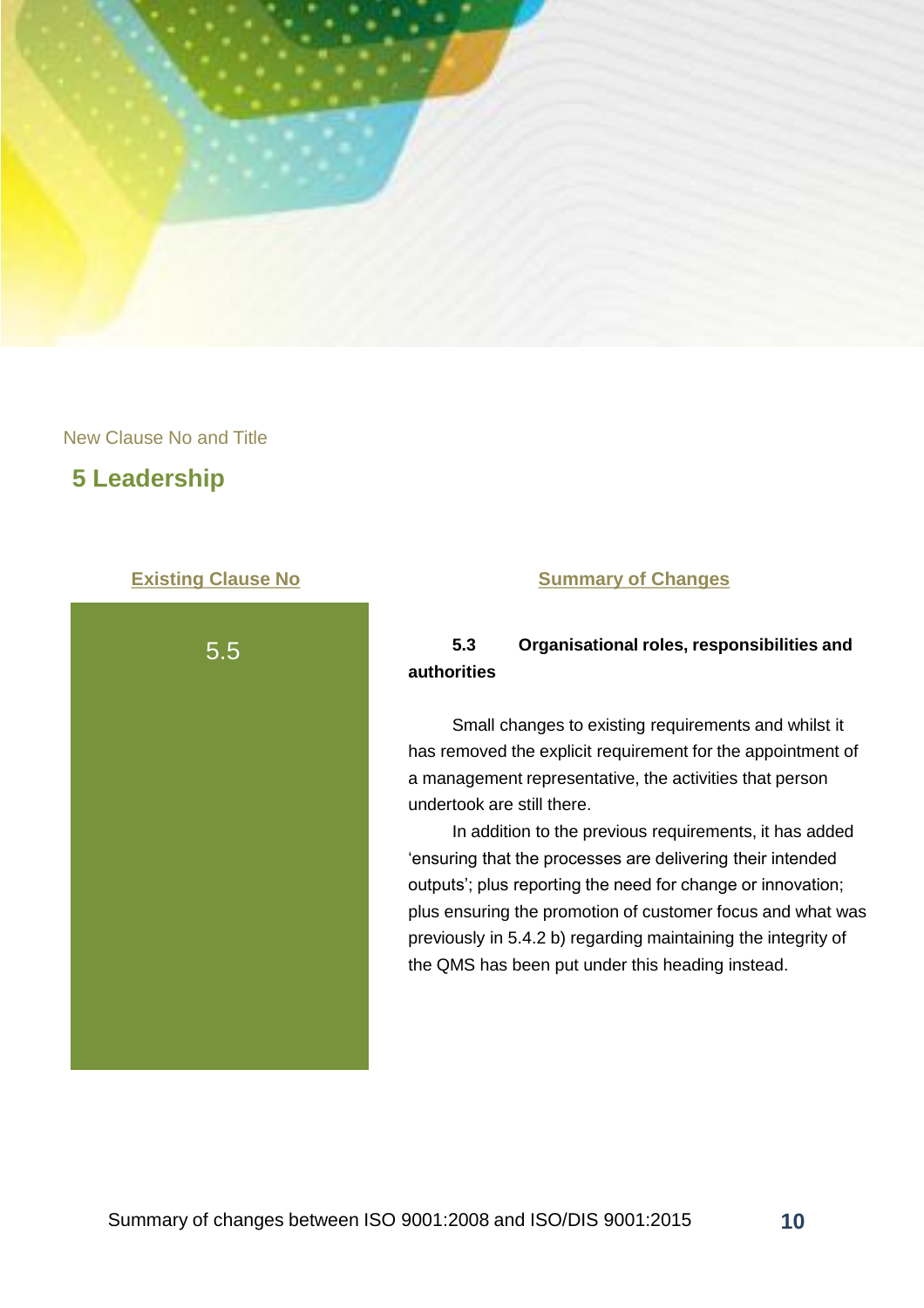New Clause No and Title

## 5 Leadership

| Existing Clause No | Summary of Changes |
|---|---|
| 5.5 | **5.3 Organisational roles, responsibilities and authorities**<br><br>Small changes to existing requirements and whilst it has removed the explicit requirement for the appointment of a management representative, the activities that person undertook are still there.<br><br>In addition to the previous requirements, it has added 'ensuring that the processes are delivering their intended outputs'; plus reporting the need for change or innovation; plus ensuring the promotion of customer focus and what was previously in 5.4.2 b) regarding maintaining the integrity of the QMS has been put under this heading instead. |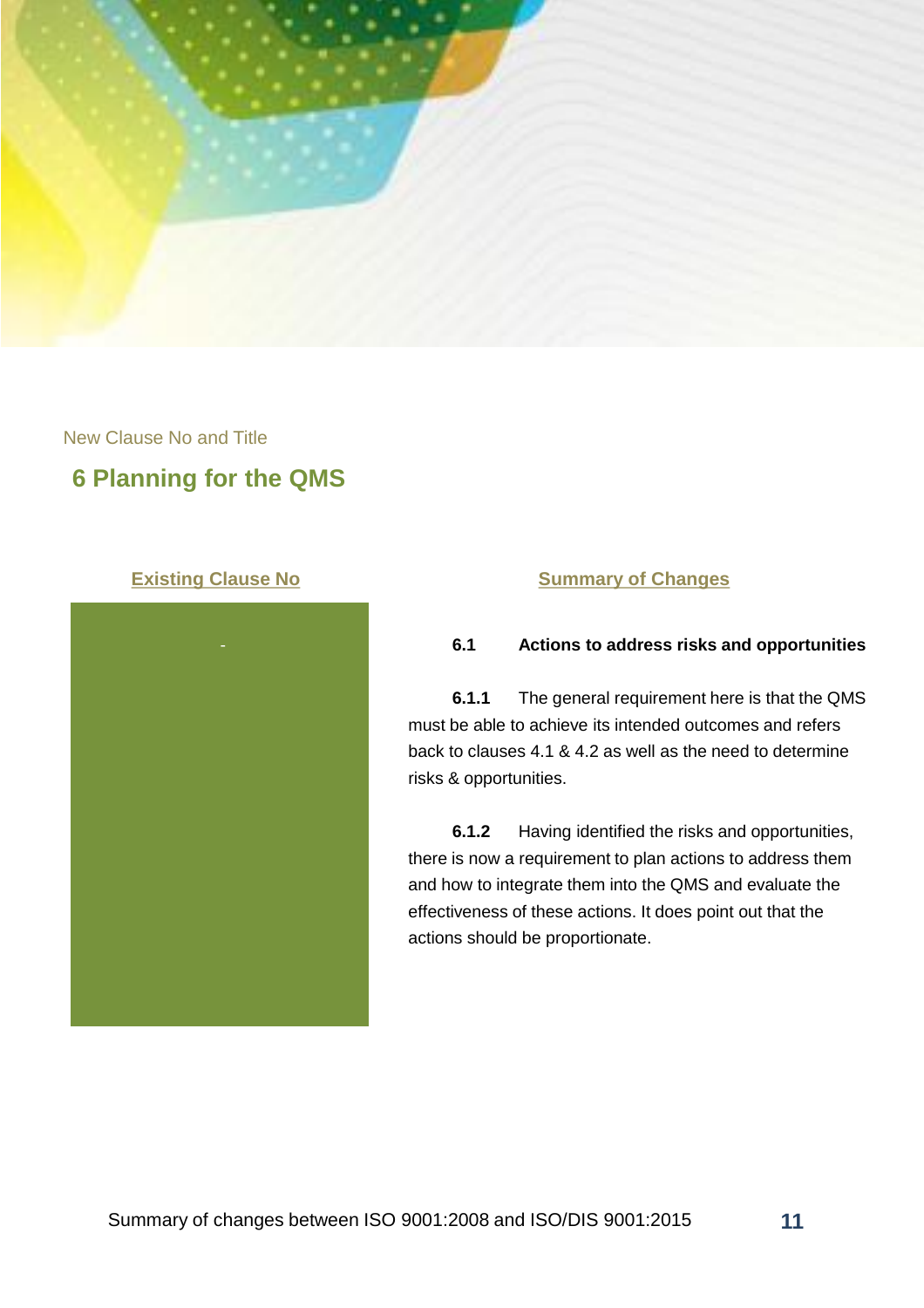New Clause No and Title

## 6 Planning for the QMS

| Existing Clause No | Summary of Changes |
|---|---|
| - | **6.1 Actions to address risks and opportunities**<br><br>**6.1.1** The general requirement here is that the QMS must be able to achieve its intended outcomes and refers back to clauses 4.1 & 4.2 as well as the need to determine risks & opportunities.<br><br>**6.1.2** Having identified the risks and opportunities, there is now a requirement to plan actions to address them and how to integrate them into the QMS and evaluate the effectiveness of these actions. It does point out that the actions should be proportionate. |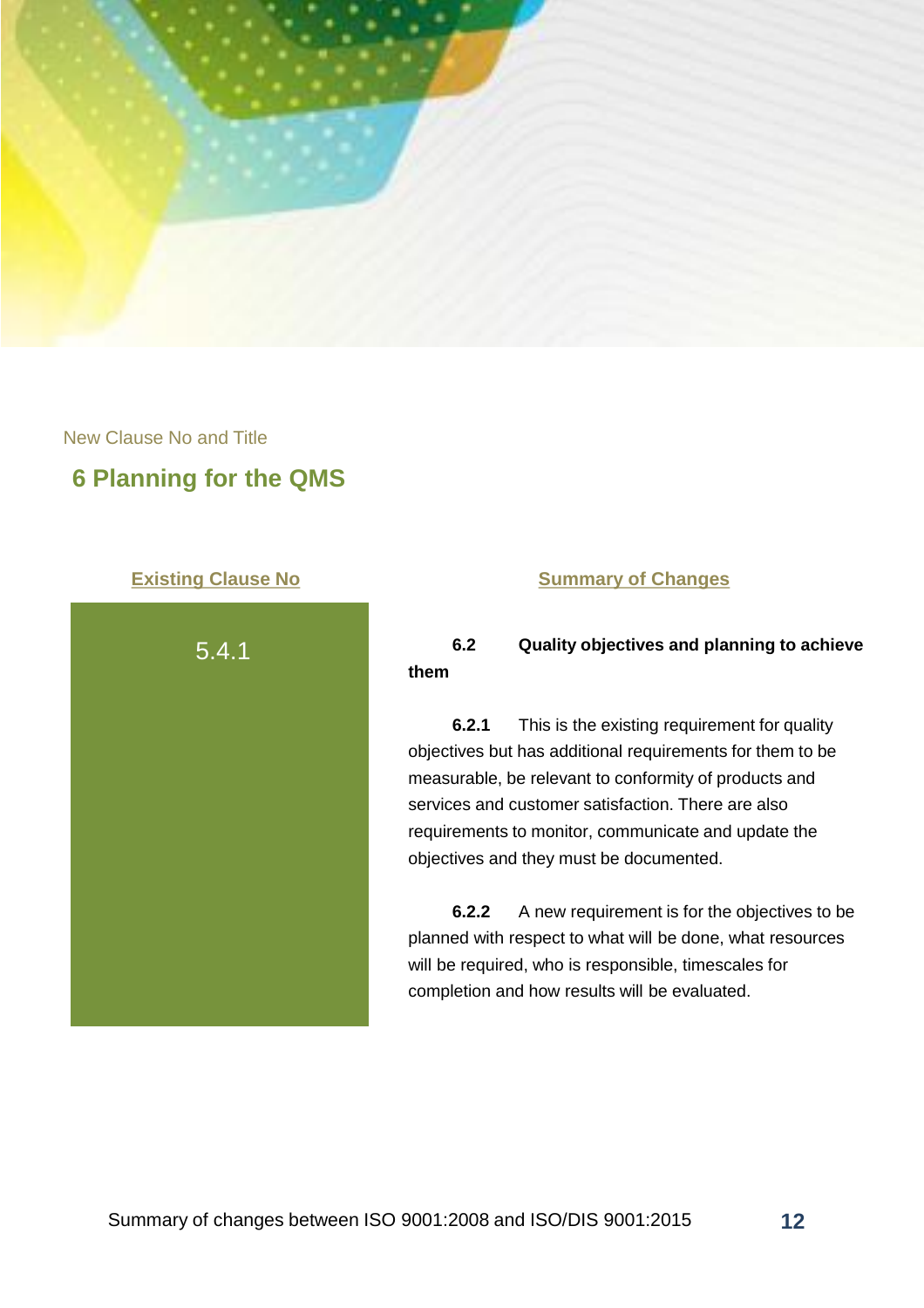New Clause No and Title

## 6 Planning for the QMS

| Existing Clause No | Summary of Changes |
| --- | --- |
| 5.4.1 | **6.2 Quality objectives and planning to achieve them**<br><br>**6.2.1** This is the existing requirement for quality objectives but has additional requirements for them to be measurable, be relevant to conformity of products and services and customer satisfaction. There are also requirements to monitor, communicate and update the objectives and they must be documented.<br><br>**6.2.2** A new requirement is for the objectives to be planned with respect to what will be done, what resources will be required, who is responsible, timescales for completion and how results will be evaluated. |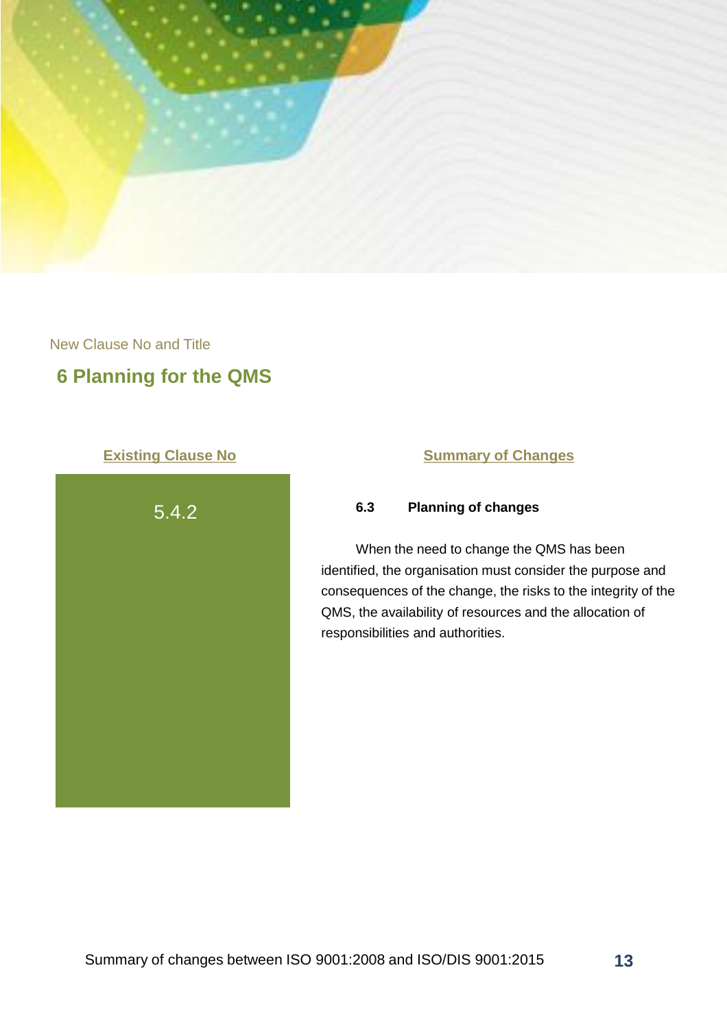New Clause No and Title

## 6 Planning for the QMS

| Existing Clause No | Summary of Changes |
| --- | --- |
| 5.4.2 | **6.3 Planning of changes**<br><br>When the need to change the QMS has been identified, the organisation must consider the purpose and consequences of the change, the risks to the integrity of the QMS, the availability of resources and the allocation of responsibilities and authorities. |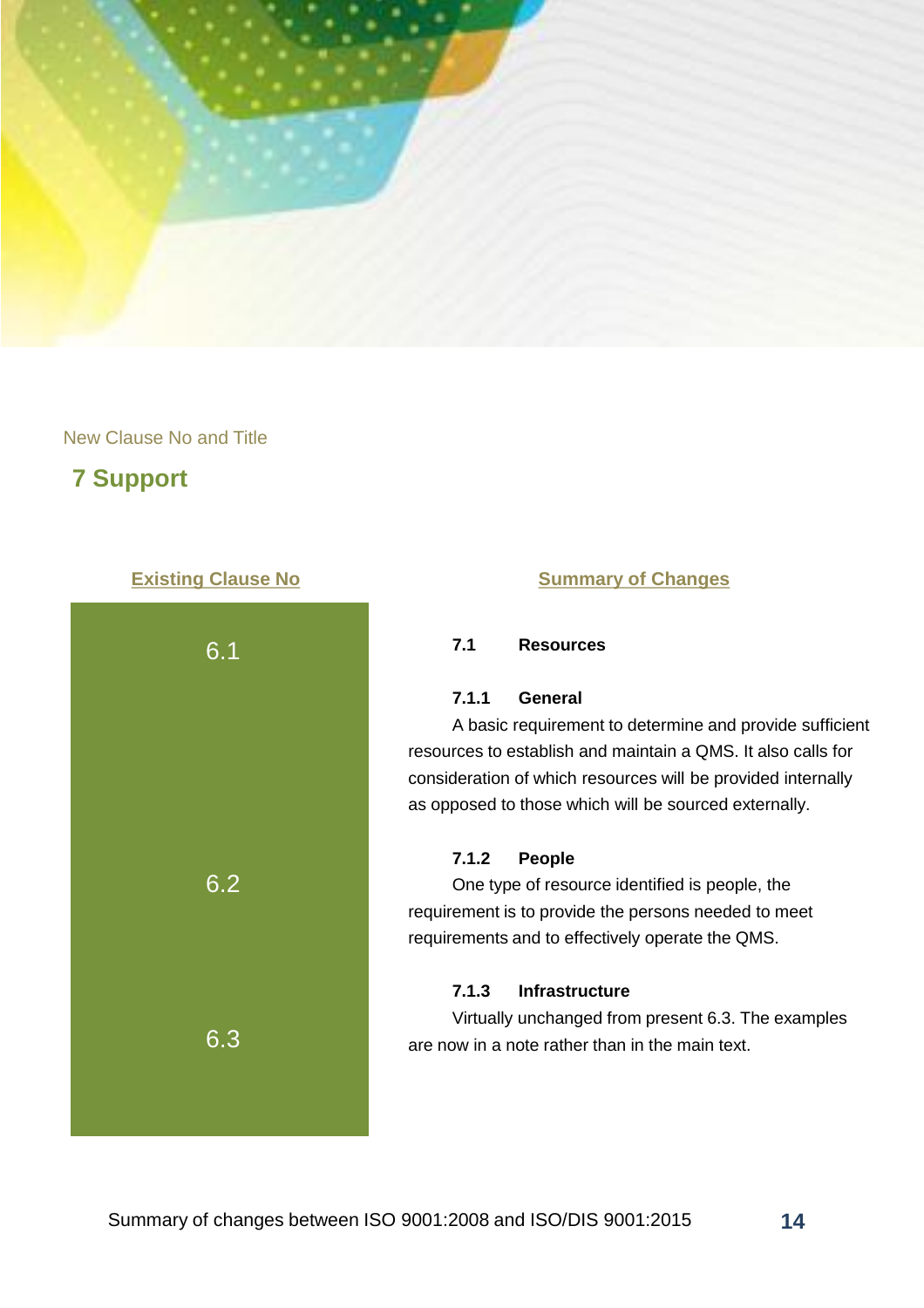New Clause No and Title

# 7 Support

| Existing Clause No | Summary of Changes |
|---|---|
| 6.1 | **7.1 Resources**<br><br>**7.1.1 General**<br>A basic requirement to determine and provide sufficient resources to establish and maintain a QMS. It also calls for consideration of which resources will be provided internally as opposed to those which will be sourced externally. |
| 6.2 | **7.1.2 People**<br>One type of resource identified is people, the requirement is to provide the persons needed to meet requirements and to effectively operate the QMS. |
| 6.3 | **7.1.3 Infrastructure**<br>Virtually unchanged from present 6.3. The examples are now in a note rather than in the main text. |

Summary of changes between ISO 9001:2008 and ISO/DIS 9001:2015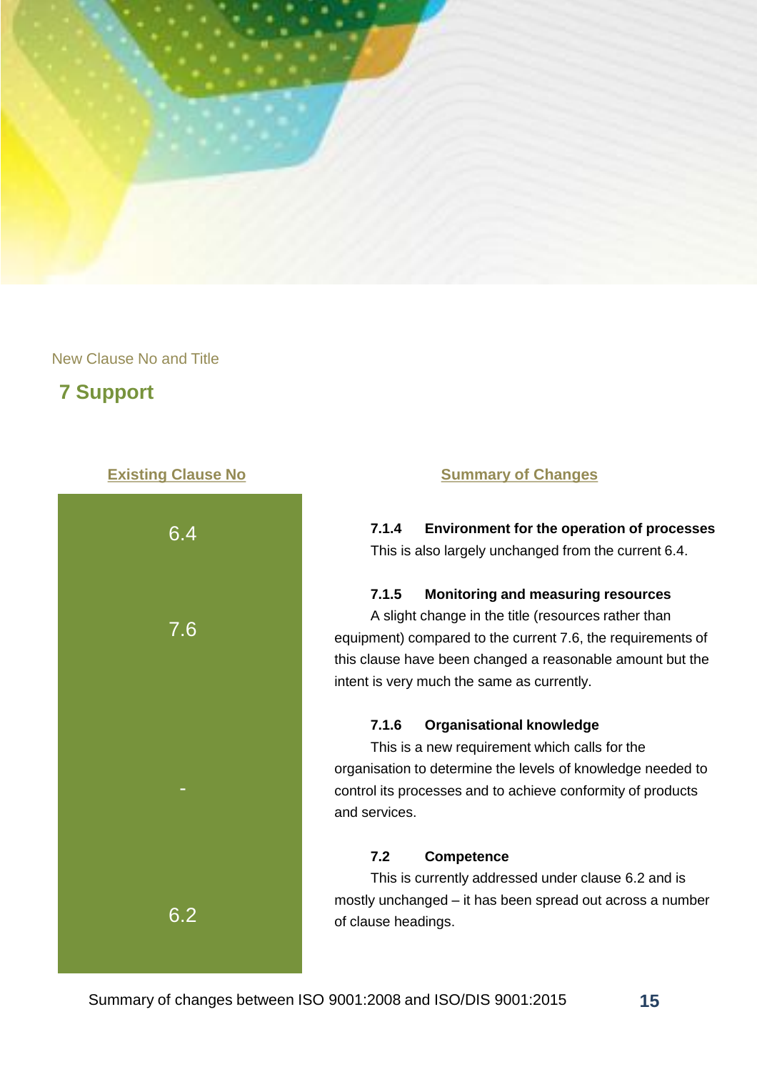New Clause No and Title

## 7 Support

| Existing Clause No | Summary of Changes |
|---|---|
| 6.4 | **7.1.4 Environment for the operation of processes**<br>This is also largely unchanged from the current 6.4. |
| 7.6 | **7.1.5 Monitoring and measuring resources**<br>A slight change in the title (resources rather than equipment) compared to the current 7.6, the requirements of this clause have been changed a reasonable amount but the intent is very much the same as currently. |
| - | **7.1.6 Organisational knowledge**<br>This is a new requirement which calls for the organisation to determine the levels of knowledge needed to control its processes and to achieve conformity of products and services. |
| 6.2 | **7.2 Competence**<br>This is currently addressed under clause 6.2 and is mostly unchanged – it has been spread out across a number of clause headings. |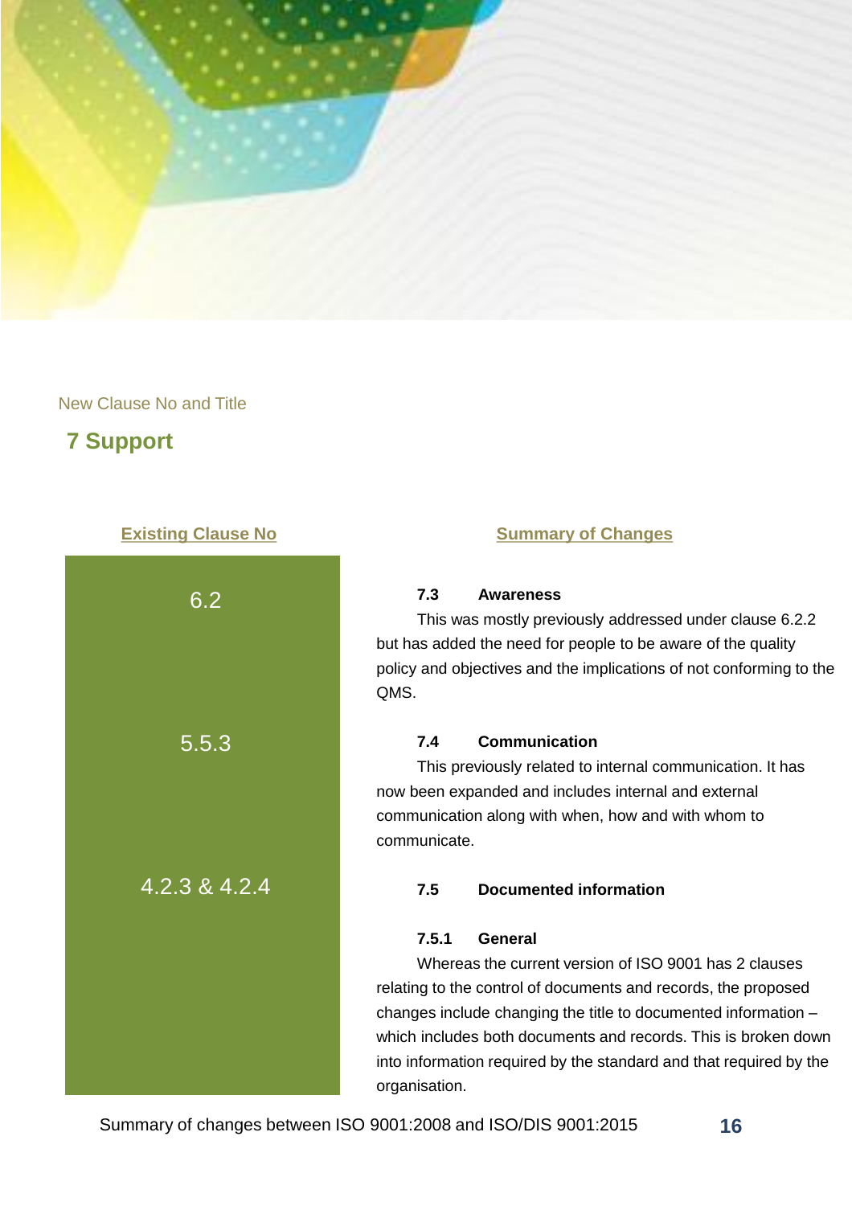New Clause No and Title

## 7 Support

| Existing Clause No | Summary of Changes |
|---|---|
| 6.2 | **7.3 Awareness**<br>This was mostly previously addressed under clause 6.2.2 but has added the need for people to be aware of the quality policy and objectives and the implications of not conforming to the QMS. |
| 5.5.3 | **7.4 Communication**<br>This previously related to internal communication. It has now been expanded and includes internal and external communication along with when, how and with whom to communicate. |
| 4.2.3 & 4.2.4 | **7.5 Documented information**<br>**7.5.1 General**<br>Whereas the current version of ISO 9001 has 2 clauses relating to the control of documents and records, the proposed changes include changing the title to documented information – which includes both documents and records. This is broken down into information required by the standard and that required by the organisation. |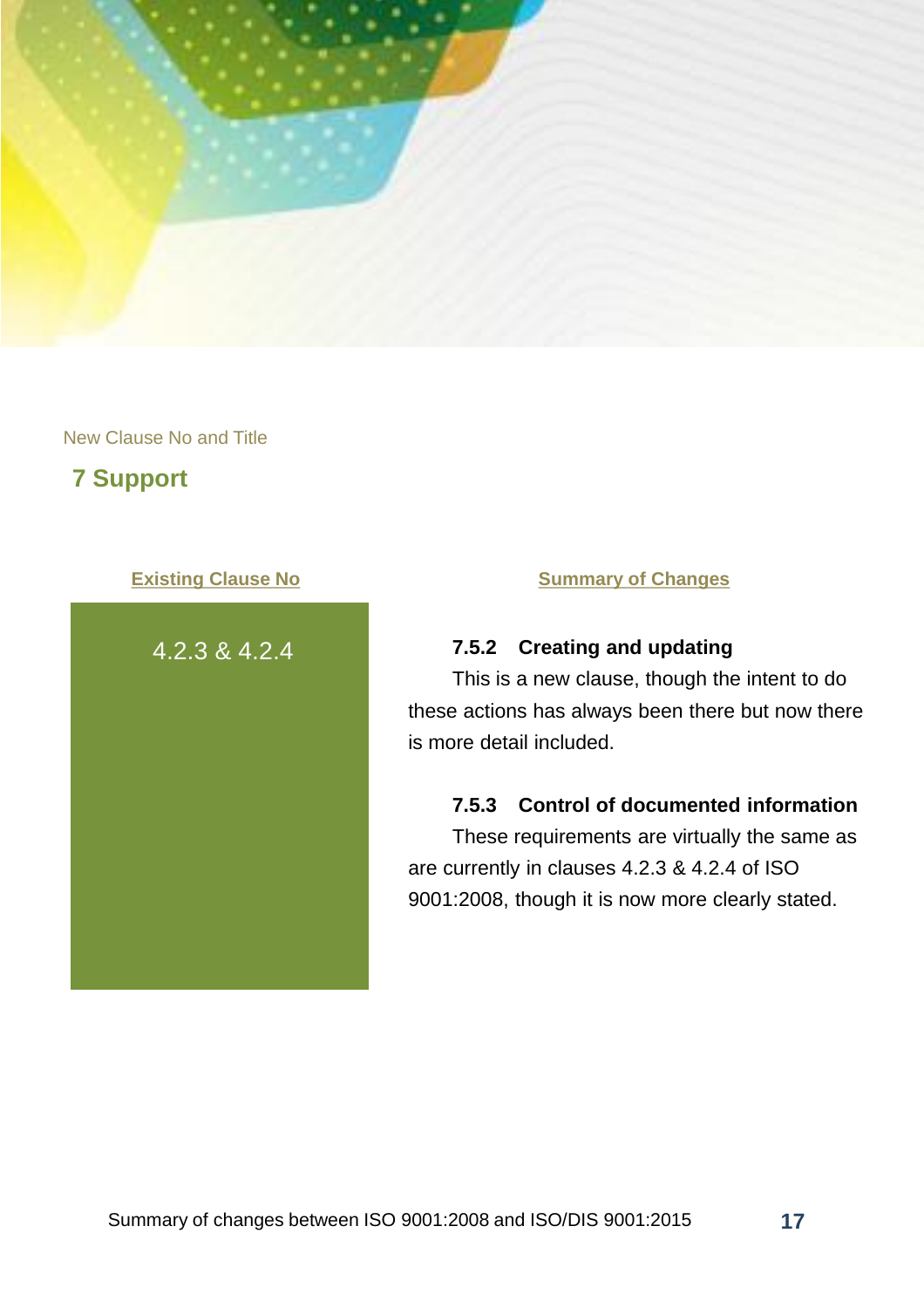New Clause No and Title

## 7 Support

| Existing Clause No | Summary of Changes |
| --- | --- |
| 4.2.3 & 4.2.4 | **7.5.2 Creating and updating**<br>This is a new clause, though the intent to do these actions has always been there but now there is more detail included.<br><br>**7.5.3 Control of documented information**<br>These requirements are virtually the same as are currently in clauses 4.2.3 & 4.2.4 of ISO 9001:2008, though it is now more clearly stated. |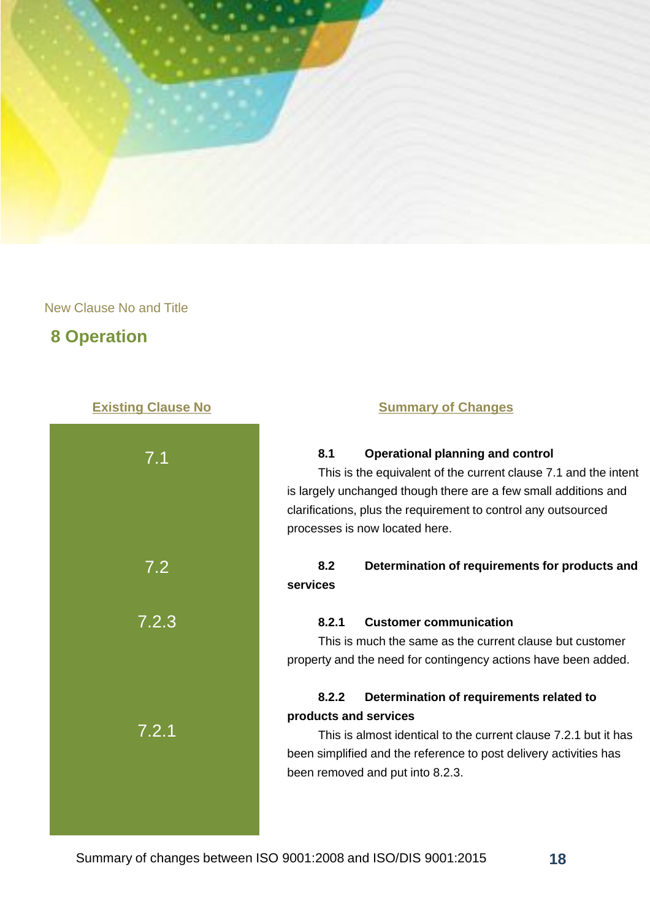New Clause No and Title

# 8 Operation

| Existing Clause No | Summary of Changes |
|---|---|
| 7.1 | **8.1 Operational planning and control**<br>This is the equivalent of the current clause 7.1 and the intent is largely unchanged though there are a few small additions and clarifications, plus the requirement to control any outsourced processes is now located here. |
| 7.2 | **8.2 Determination of requirements for products and services** |
| 7.2.3 | **8.2.1 Customer communication**<br>This is much the same as the current clause but customer property and the need for contingency actions have been added. |
| 7.2.1 | **8.2.2 Determination of requirements related to products and services**<br>This is almost identical to the current clause 7.2.1 but it has been simplified and the reference to post delivery activities has been removed and put into 8.2.3. |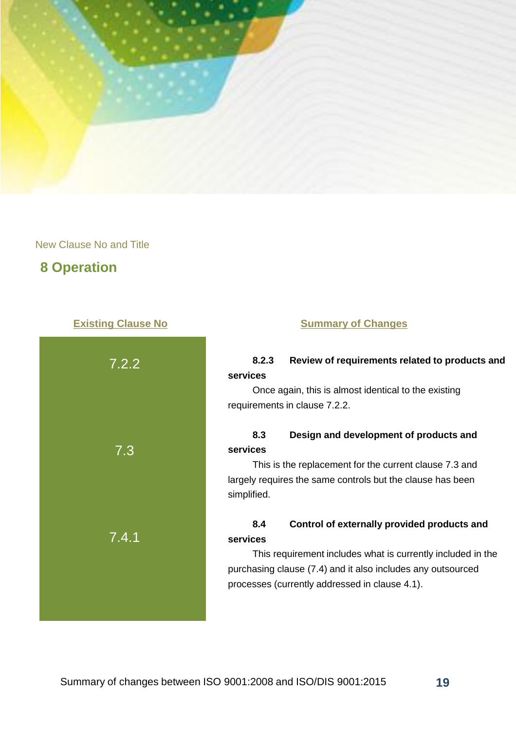New Clause No and Title

# 8 Operation

| Existing Clause No | Summary of Changes |
| --- | --- |
| 7.2.2 | **8.2.3 Review of requirements related to products and services**<br>Once again, this is almost identical to the existing requirements in clause 7.2.2. |
| 7.3 | **8.3 Design and development of products and services**<br>This is the replacement for the current clause 7.3 and largely requires the same controls but the clause has been simplified. |
| 7.4.1 | **8.4 Control of externally provided products and services**<br>This requirement includes what is currently included in the purchasing clause (7.4) and it also includes any outsourced processes (currently addressed in clause 4.1). |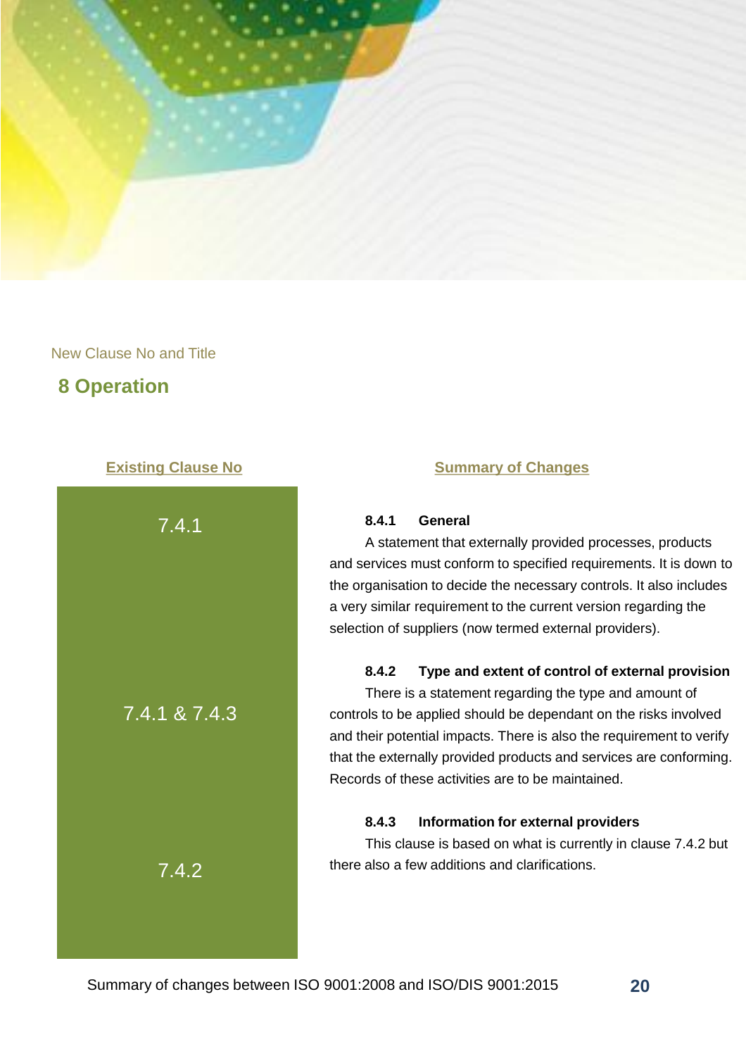New Clause No and Title

# 8 Operation

| Existing Clause No | Summary of Changes |
|---|---|
| 7.4.1 | **8.4.1 General**<br>A statement that externally provided processes, products and services must conform to specified requirements. It is down to the organisation to decide the necessary controls. It also includes a very similar requirement to the current version regarding the selection of suppliers (now termed external providers). |
| 7.4.1 & 7.4.3 | **8.4.2 Type and extent of control of external provision**<br>There is a statement regarding the type and amount of controls to be applied should be dependant on the risks involved and their potential impacts. There is also the requirement to verify that the externally provided products and services are conforming. Records of these activities are to be maintained. |
| 7.4.2 | **8.4.3 Information for external providers**<br>This clause is based on what is currently in clause 7.4.2 but there also a few additions and clarifications. |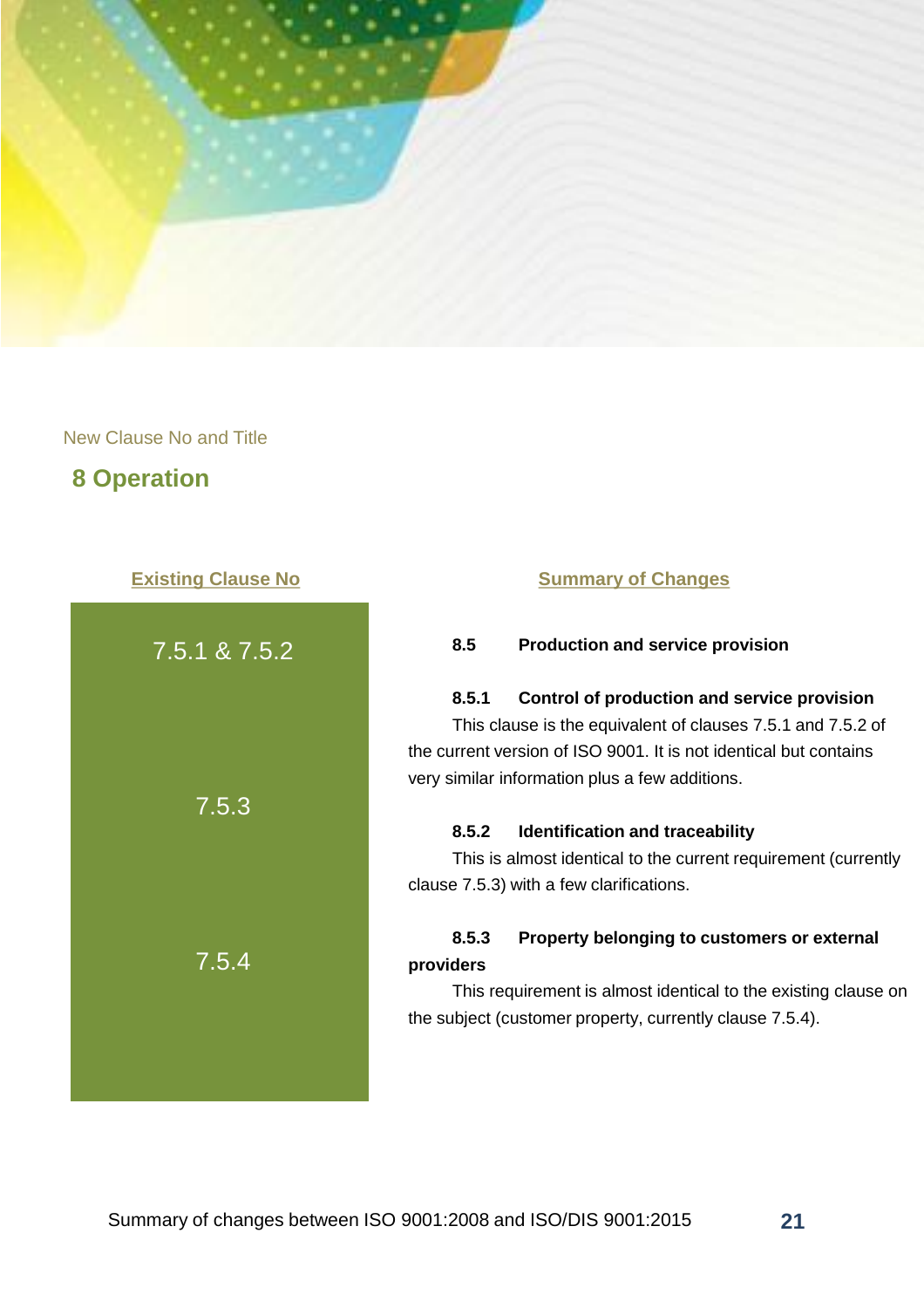New Clause No and Title

## 8 Operation

| Existing Clause No | Summary of Changes |
| --- | --- |
| 7.5.1 & 7.5.2 | **8.5 Production and service provision**<br><br>**8.5.1 Control of production and service provision**<br>This clause is the equivalent of clauses 7.5.1 and 7.5.2 of the current version of ISO 9001. It is not identical but contains very similar information plus a few additions. |
| 7.5.3 | **8.5.2 Identification and traceability**<br>This is almost identical to the current requirement (currently clause 7.5.3) with a few clarifications. |
| 7.5.4 | **8.5.3 Property belonging to customers or external providers**<br>This requirement is almost identical to the existing clause on the subject (customer property, currently clause 7.5.4). |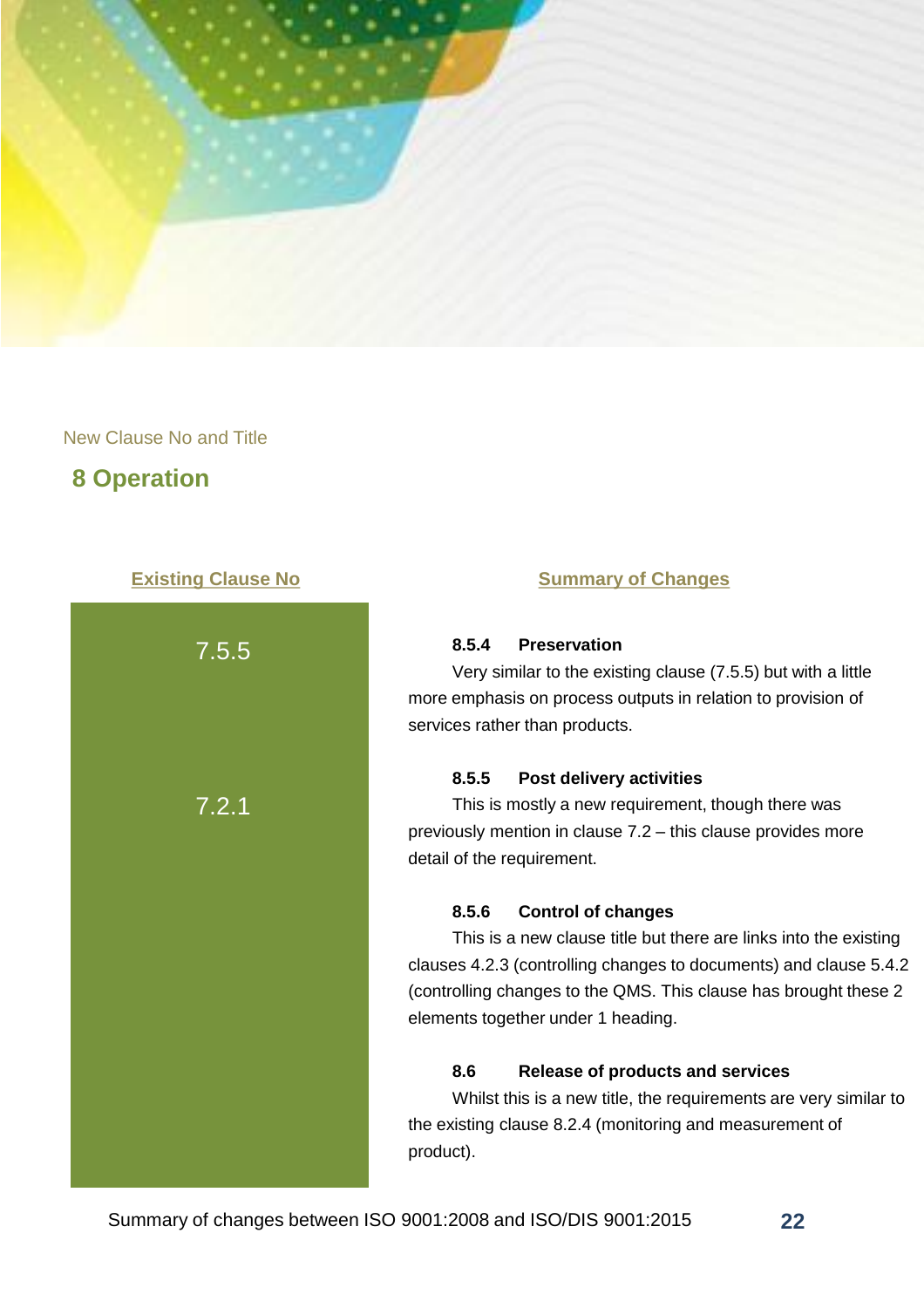New Clause No and Title

## 8 Operation

| Existing Clause No | Summary of Changes |
|---|---|
| 7.5.5 | **8.5.4 Preservation**<br>Very similar to the existing clause (7.5.5) but with a little more emphasis on process outputs in relation to provision of services rather than products. |
| 7.2.1 | **8.5.5 Post delivery activities**<br>This is mostly a new requirement, though there was previously mention in clause 7.2 – this clause provides more detail of the requirement. |
| | **8.5.6 Control of changes**<br>This is a new clause title but there are links into the existing clauses 4.2.3 (controlling changes to documents) and clause 5.4.2 (controlling changes to the QMS. This clause has brought these 2 elements together under 1 heading. |
| | **8.6 Release of products and services**<br>Whilst this is a new title, the requirements are very similar to the existing clause 8.2.4 (monitoring and measurement of product). |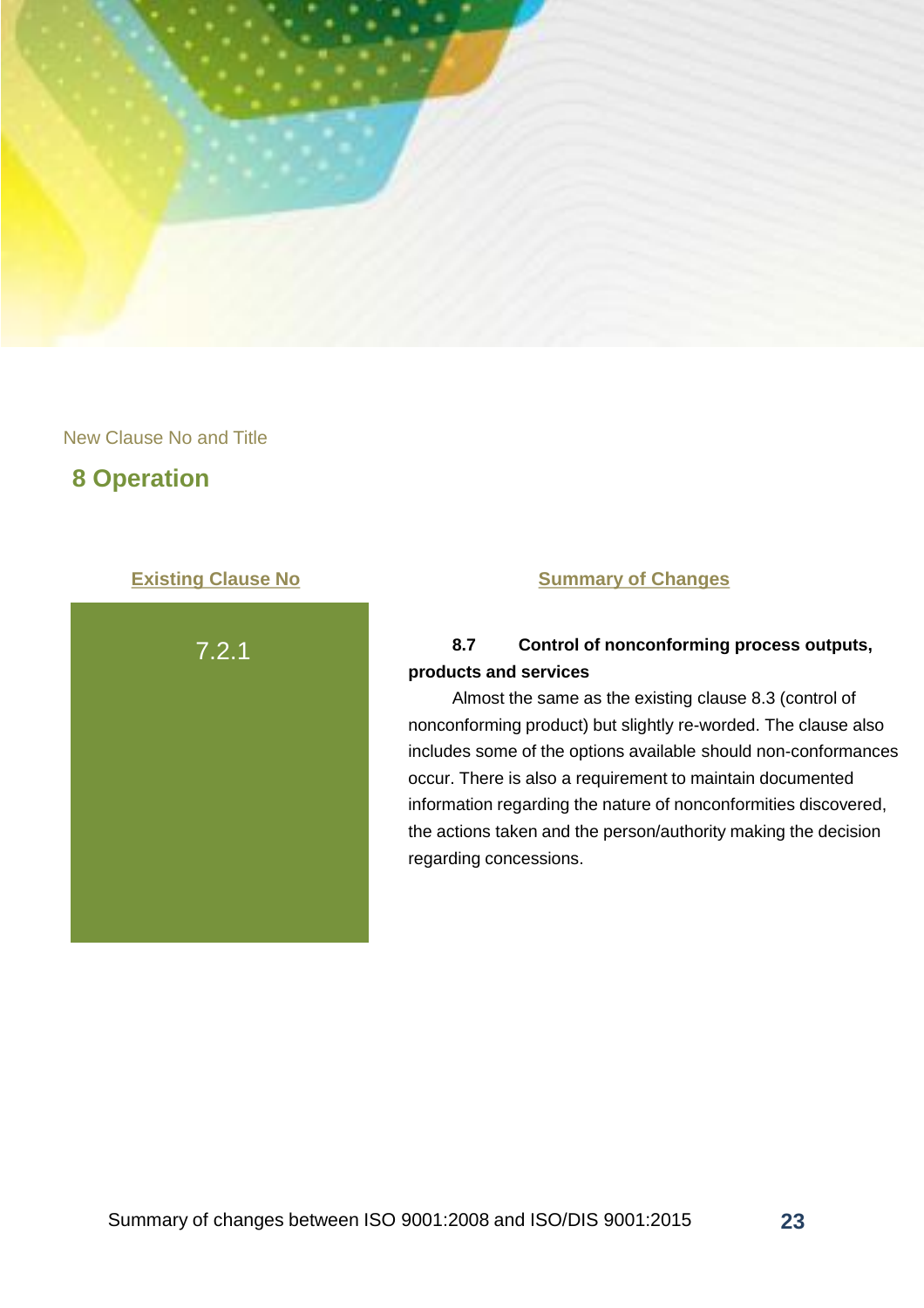New Clause No and Title

## 8 Operation

| Existing Clause No | Summary of Changes |
| --- | --- |
| 7.2.1 | **8.7 Control of nonconforming process outputs, products and services**<br>Almost the same as the existing clause 8.3 (control of nonconforming product) but slightly re-worded. The clause also includes some of the options available should non-conformances occur. There is also a requirement to maintain documented information regarding the nature of nonconformities discovered, the actions taken and the person/authority making the decision regarding concessions. |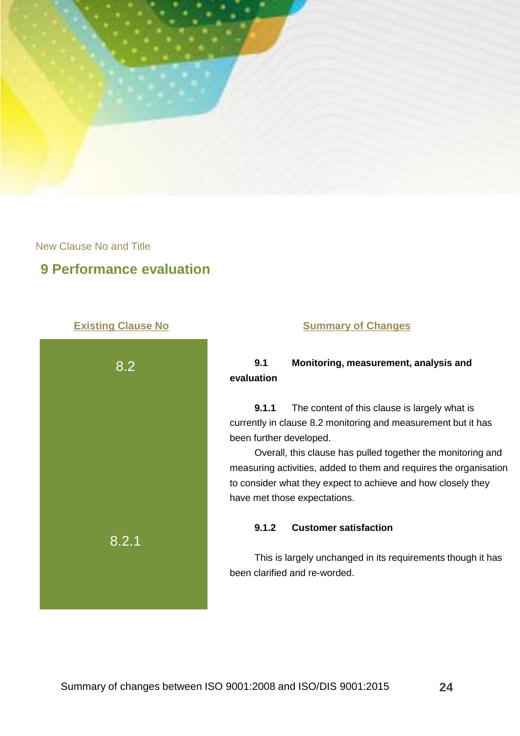New Clause No and Title

## 9 Performance evaluation

| Existing Clause No | Summary of Changes |
|---|---|
| 8.2 | **9.1 Monitoring, measurement, analysis and evaluation**<br><br>**9.1.1** The content of this clause is largely what is currently in clause 8.2 monitoring and measurement but it has been further developed.<br>Overall, this clause has pulled together the monitoring and measuring activities, added to them and requires the organisation to consider what they expect to achieve and how closely they have met those expectations. |
| 8.2.1 | **9.1.2 Customer satisfaction**<br><br>This is largely unchanged in its requirements though it has been clarified and re-worded. |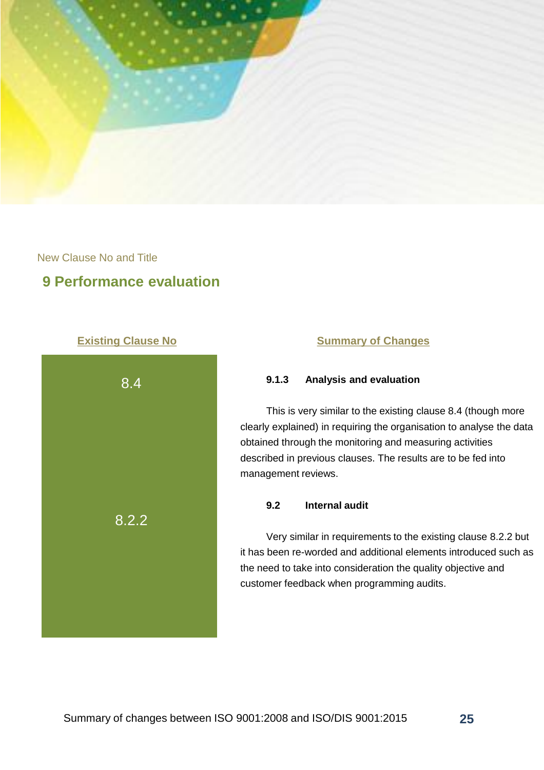New Clause No and Title

# 9 Performance evaluation

| Existing Clause No | Summary of Changes |
|---|---|
| 8.4 | **9.1.3 Analysis and evaluation**<br><br>This is very similar to the existing clause 8.4 (though more clearly explained) in requiring the organisation to analyse the data obtained through the monitoring and measuring activities described in previous clauses. The results are to be fed into management reviews. |
| 8.2.2 | **9.2 Internal audit**<br><br>Very similar in requirements to the existing clause 8.2.2 but it has been re-worded and additional elements introduced such as the need to take into consideration the quality objective and customer feedback when programming audits. |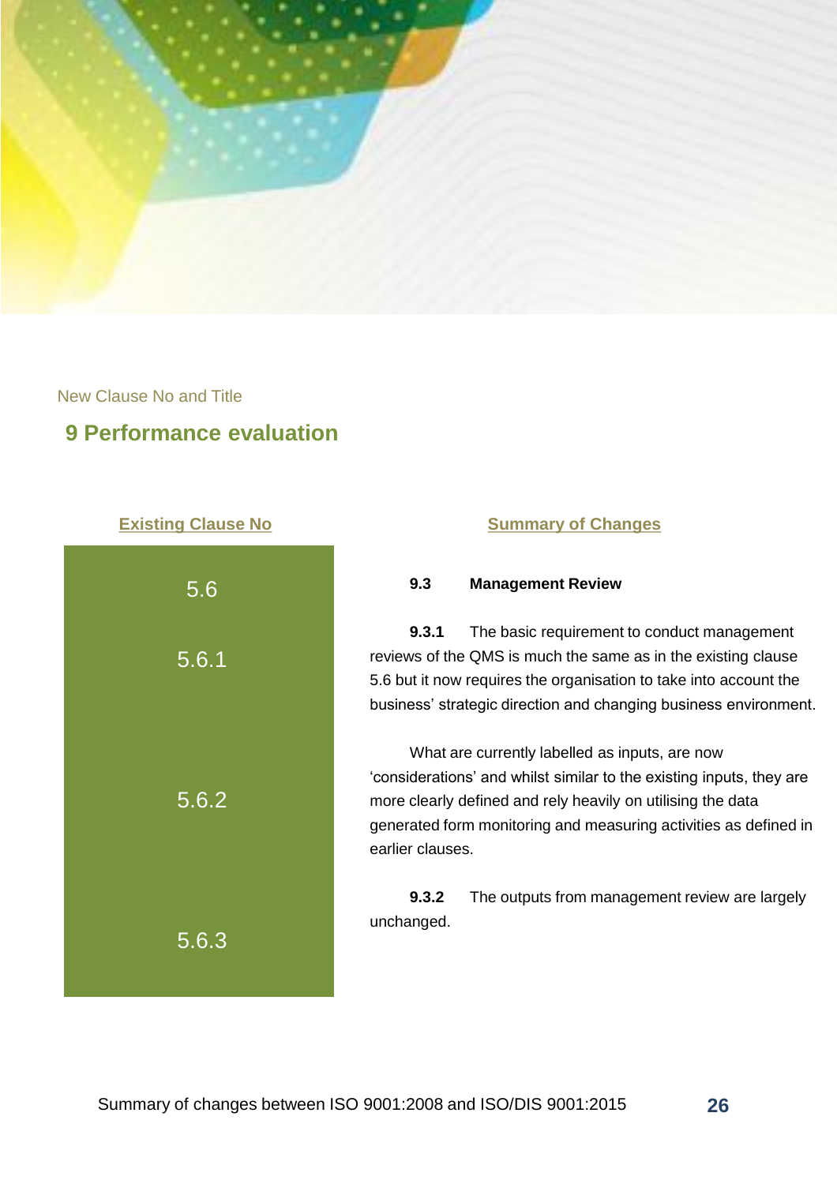New Clause No and Title

## 9 Performance evaluation

| Existing Clause No | Summary of Changes |
|---|---|
| 5.6 | **9.3 Management Review** |
| 5.6.1 | **9.3.1** The basic requirement to conduct management reviews of the QMS is much the same as in the existing clause 5.6 but it now requires the organisation to take into account the business' strategic direction and changing business environment. |
| 5.6.2 | What are currently labelled as inputs, are now 'considerations' and whilst similar to the existing inputs, they are more clearly defined and rely heavily on utilising the data generated form monitoring and measuring activities as defined in earlier clauses. |
| 5.6.3 | **9.3.2** The outputs from management review are largely unchanged. |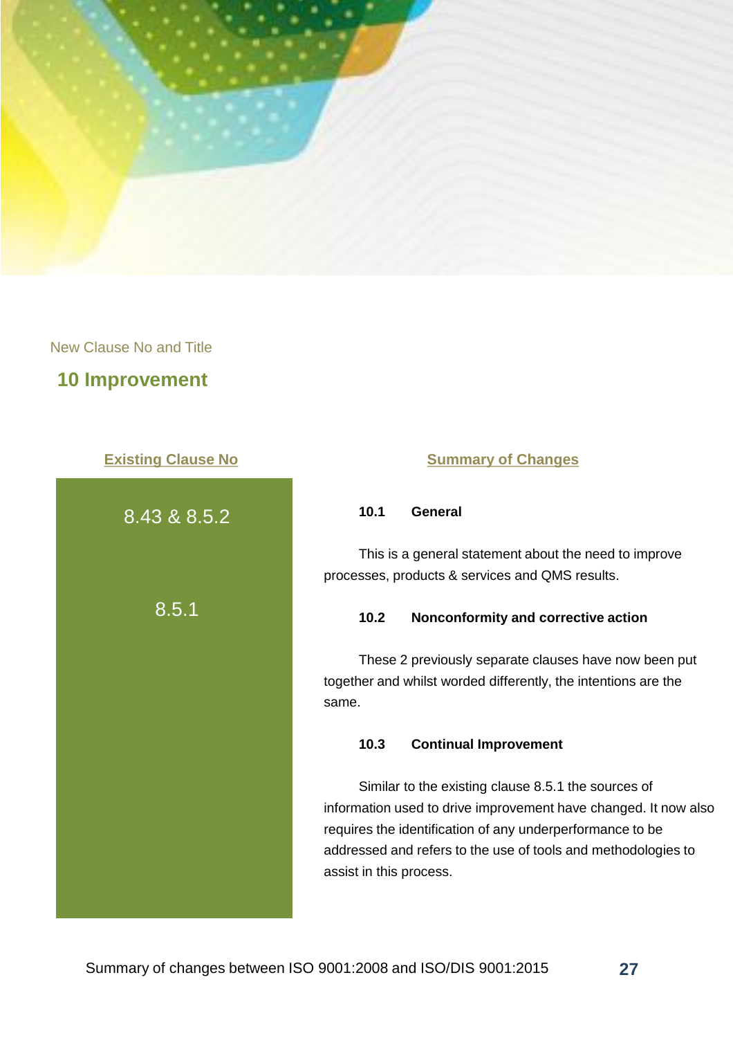New Clause No and Title

# 10 Improvement

| Existing Clause No | Summary of Changes |
|---|---|
| 8.43 & 8.5.2 | **10.1 General**<br><br>This is a general statement about the need to improve processes, products & services and QMS results. |
| 8.5.1 | **10.2 Nonconformity and corrective action**<br><br>These 2 previously separate clauses have now been put together and whilst worded differently, the intentions are the same.<br><br>**10.3 Continual Improvement**<br><br>Similar to the existing clause 8.5.1 the sources of information used to drive improvement have changed. It now also requires the identification of any underperformance to be addressed and refers to the use of tools and methodologies to assist in this process. |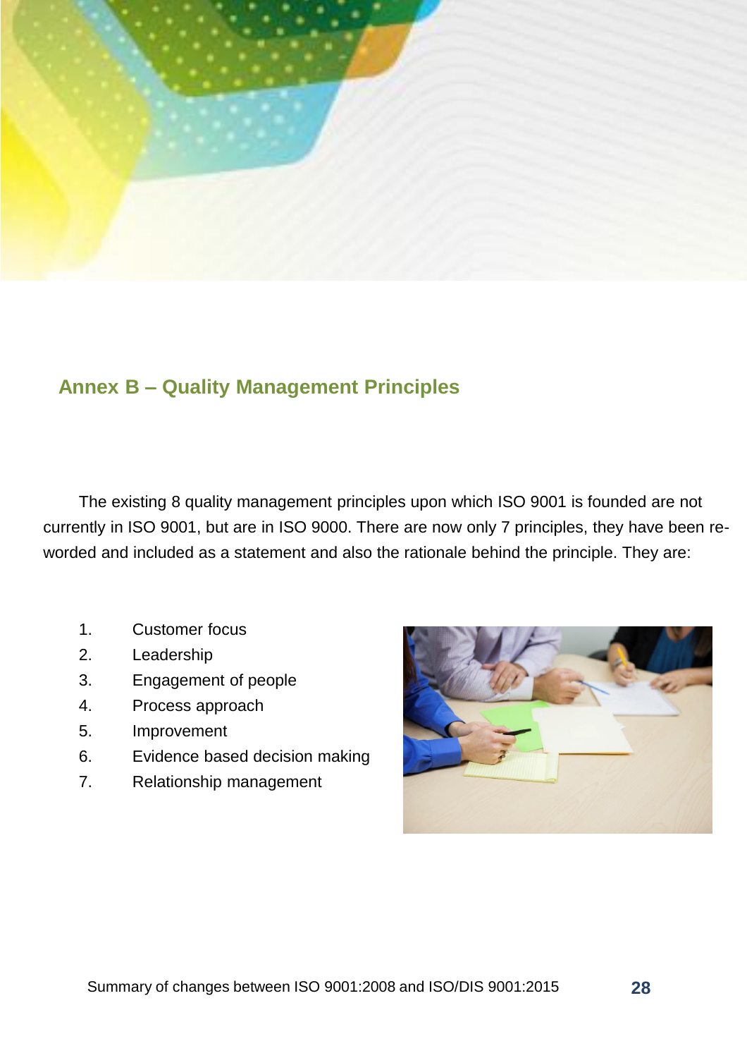## Annex B – Quality Management Principles

The existing 8 quality management principles upon which ISO 9001 is founded are not currently in ISO 9001, but are in ISO 9000. There are now only 7 principles, they have been re-worded and included as a statement and also the rationale behind the principle. They are:

1. Customer focus
2. Leadership
3. Engagement of people
4. Process approach
5. Improvement
6. Evidence based decision making
7. Relationship management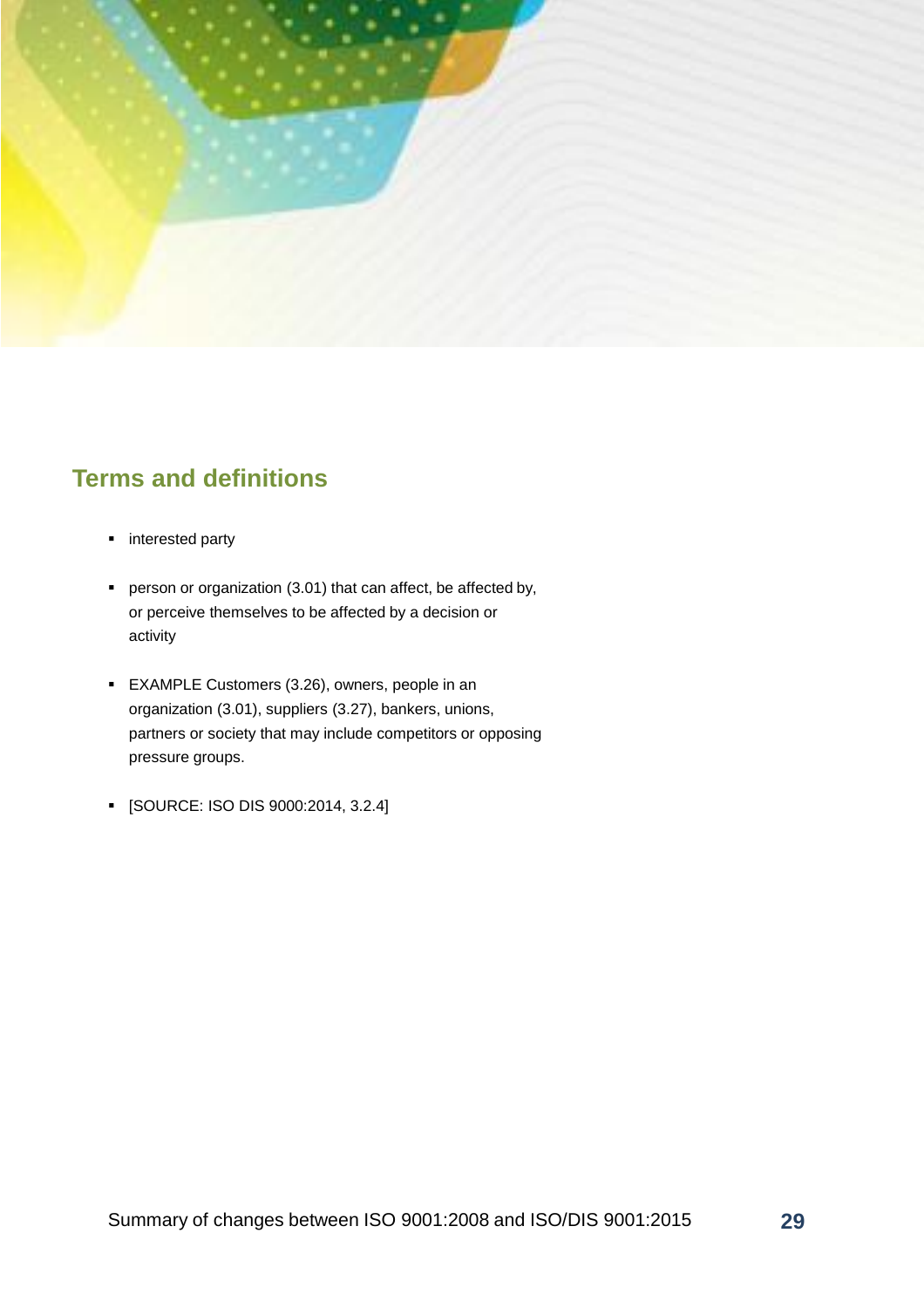## Terms and definitions

- interested party
- person or organization (3.01) that can affect, be affected by, or perceive themselves to be affected by a decision or activity
- EXAMPLE Customers (3.26), owners, people in an organization (3.01), suppliers (3.27), bankers, unions, partners or society that may include competitors or opposing pressure groups.
- [SOURCE: ISO DIS 9000:2014, 3.2.4]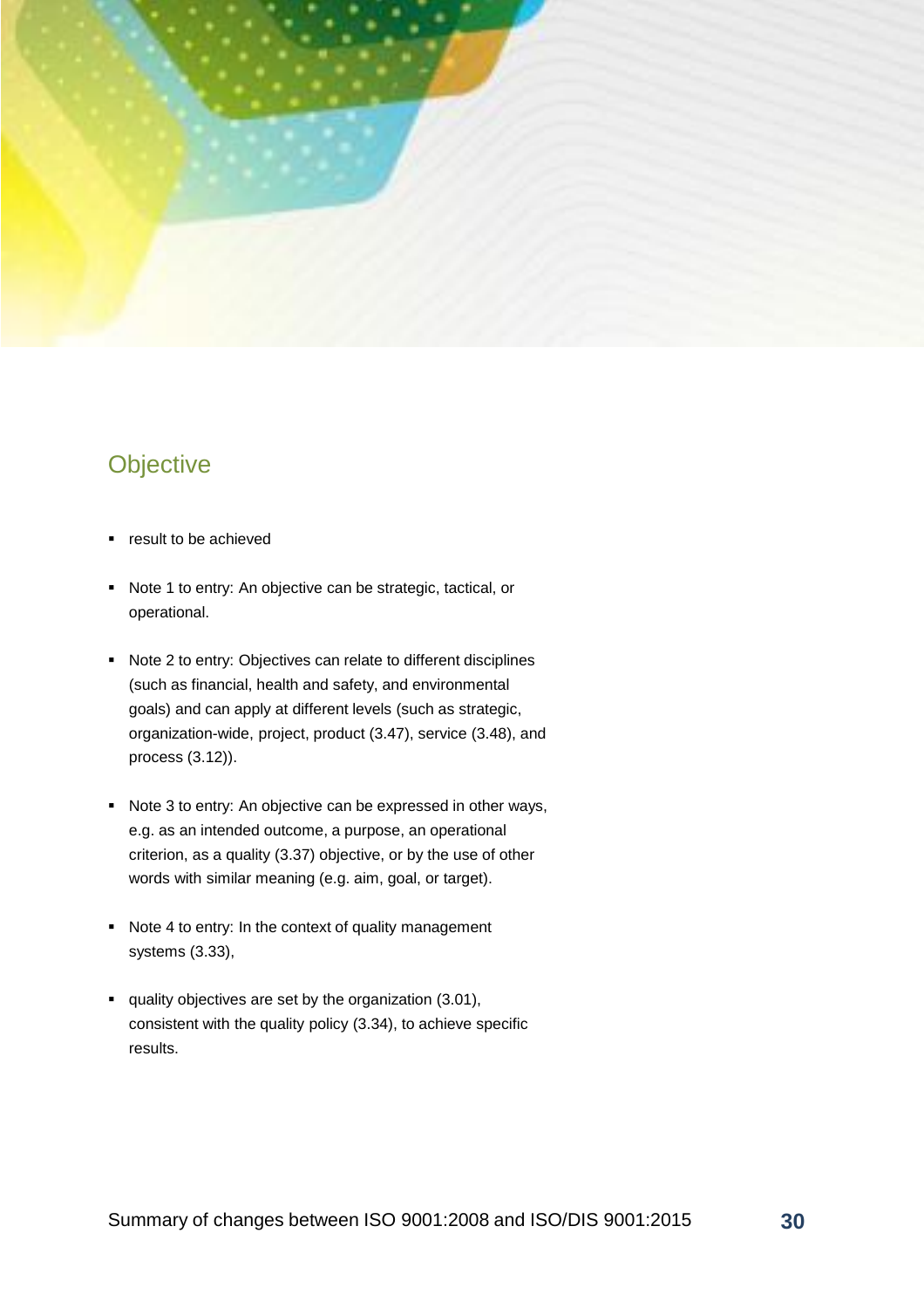## Objective

- result to be achieved
- Note 1 to entry: An objective can be strategic, tactical, or operational.
- Note 2 to entry: Objectives can relate to different disciplines (such as financial, health and safety, and environmental goals) and can apply at different levels (such as strategic, organization-wide, project, product (3.47), service (3.48), and process (3.12)).
- Note 3 to entry: An objective can be expressed in other ways, e.g. as an intended outcome, a purpose, an operational criterion, as a quality (3.37) objective, or by the use of other words with similar meaning (e.g. aim, goal, or target).
- Note 4 to entry: In the context of quality management systems (3.33),
- quality objectives are set by the organization (3.01), consistent with the quality policy (3.34), to achieve specific results.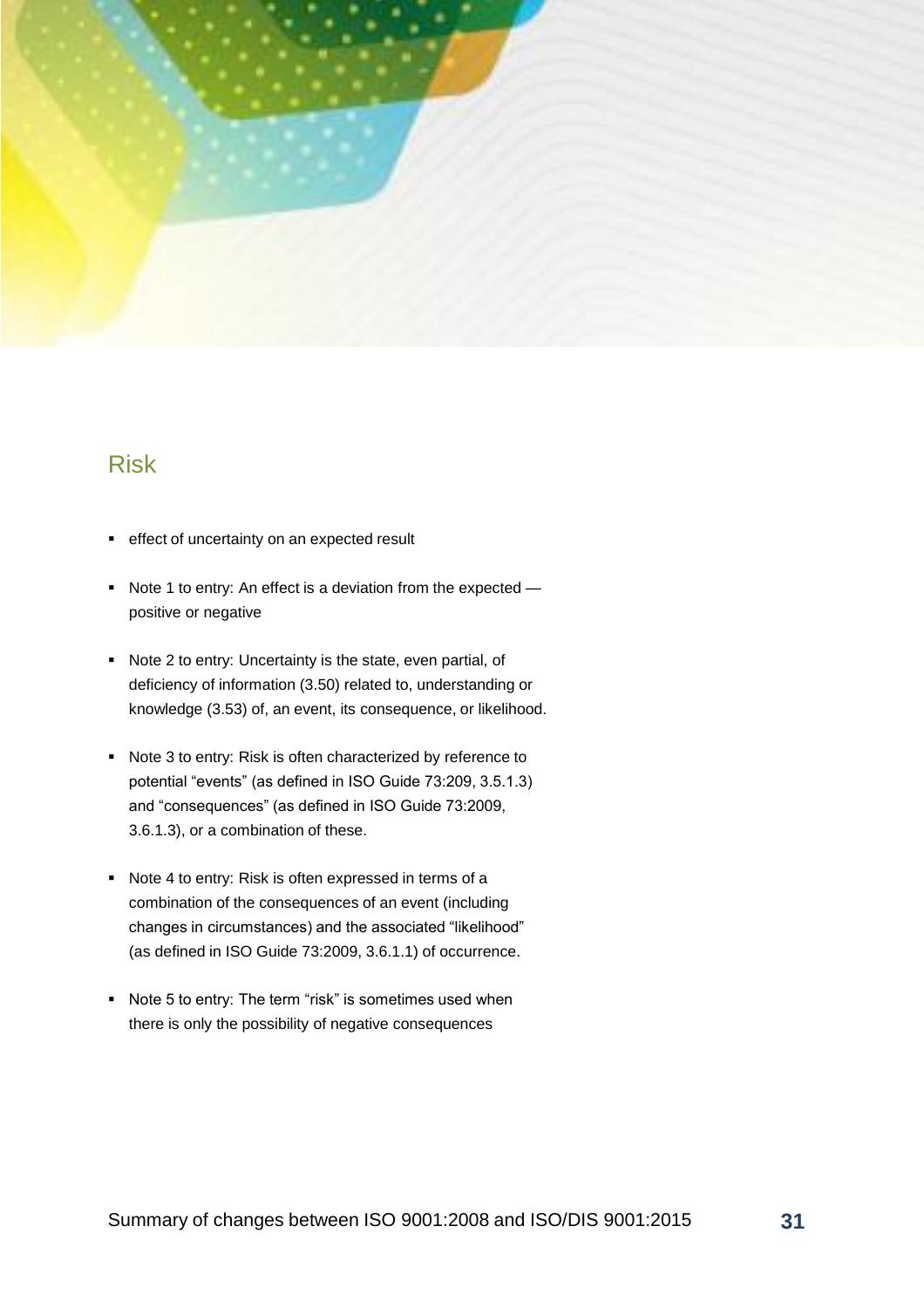## Risk

- effect of uncertainty on an expected result
- Note 1 to entry: An effect is a deviation from the expected — positive or negative
- Note 2 to entry: Uncertainty is the state, even partial, of deficiency of information (3.50) related to, understanding or knowledge (3.53) of, an event, its consequence, or likelihood.
- Note 3 to entry: Risk is often characterized by reference to potential "events" (as defined in ISO Guide 73:209, 3.5.1.3) and "consequences" (as defined in ISO Guide 73:2009, 3.6.1.3), or a combination of these.
- Note 4 to entry: Risk is often expressed in terms of a combination of the consequences of an event (including changes in circumstances) and the associated "likelihood" (as defined in ISO Guide 73:2009, 3.6.1.1) of occurrence.
- Note 5 to entry: The term "risk" is sometimes used when there is only the possibility of negative consequences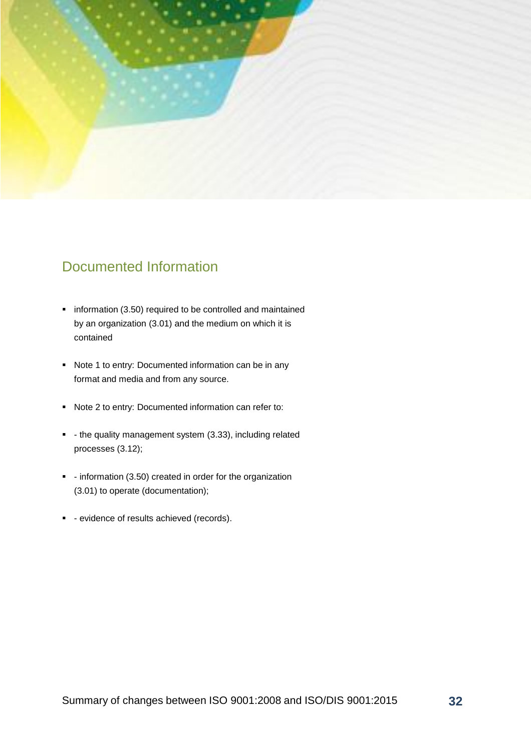## Documented Information

- information (3.50) required to be controlled and maintained by an organization (3.01) and the medium on which it is contained
- Note 1 to entry: Documented information can be in any format and media and from any source.
- Note 2 to entry: Documented information can refer to:
- - the quality management system (3.33), including related processes (3.12);
- - information (3.50) created in order for the organization (3.01) to operate (documentation);
- - evidence of results achieved (records).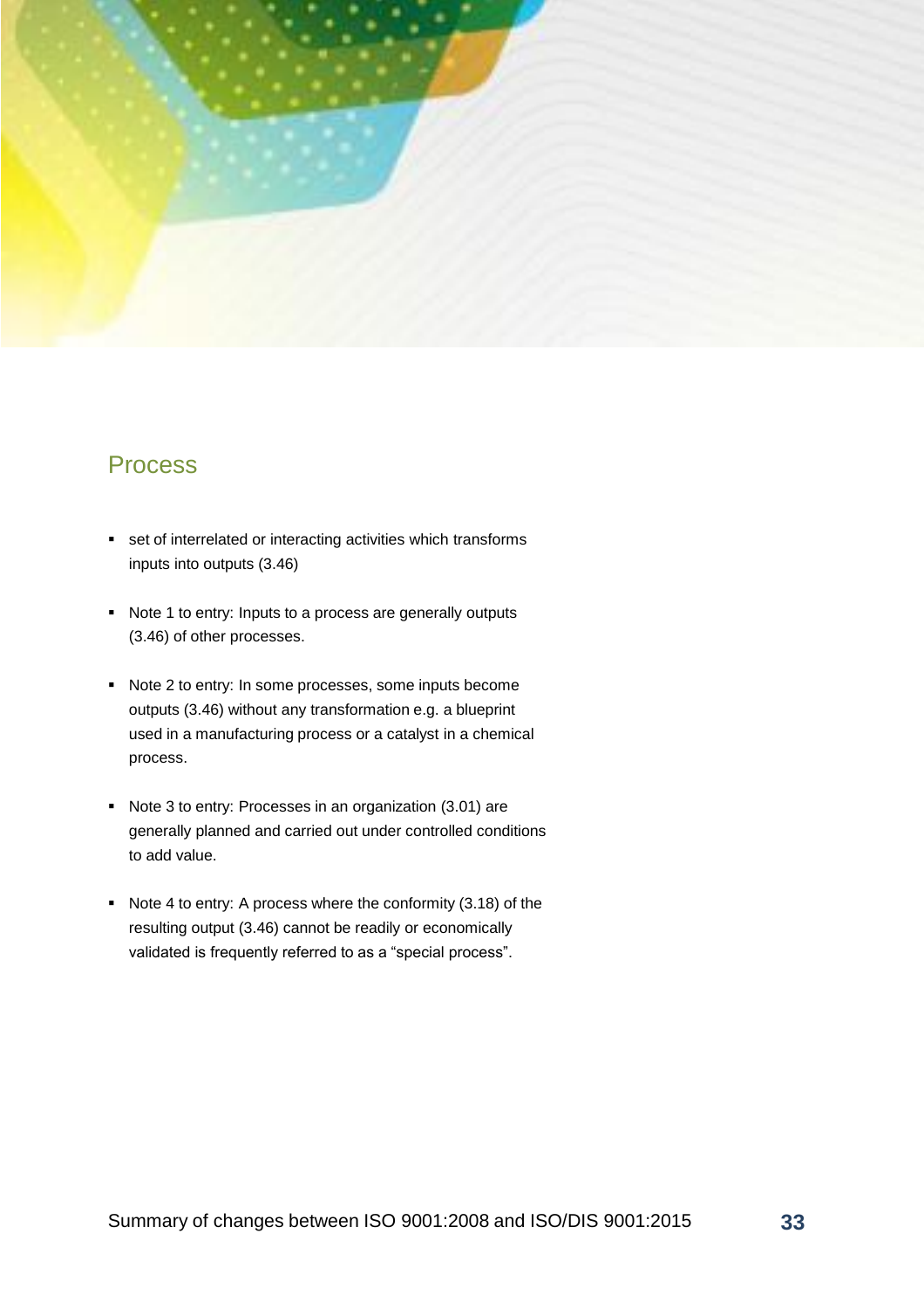## Process

- set of interrelated or interacting activities which transforms inputs into outputs (3.46)
- Note 1 to entry: Inputs to a process are generally outputs (3.46) of other processes.
- Note 2 to entry: In some processes, some inputs become outputs (3.46) without any transformation e.g. a blueprint used in a manufacturing process or a catalyst in a chemical process.
- Note 3 to entry: Processes in an organization (3.01) are generally planned and carried out under controlled conditions to add value.
- Note 4 to entry: A process where the conformity (3.18) of the resulting output (3.46) cannot be readily or economically validated is frequently referred to as a “special process”.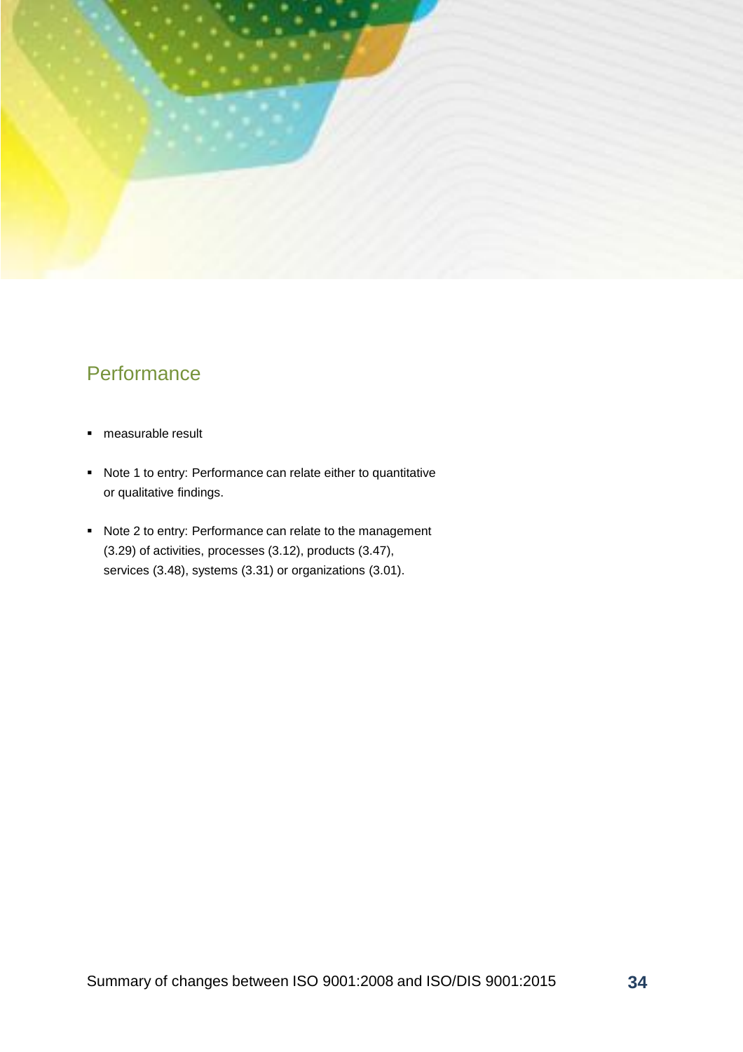## Performance

- measurable result
- Note 1 to entry: Performance can relate either to quantitative or qualitative findings.
- Note 2 to entry: Performance can relate to the management (3.29) of activities, processes (3.12), products (3.47), services (3.48), systems (3.31) or organizations (3.01).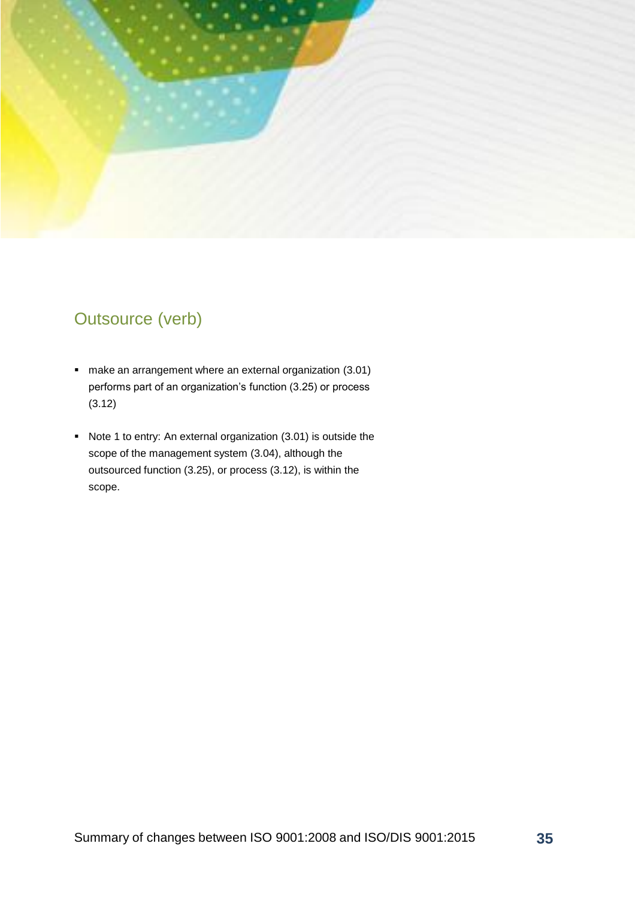## Outsource (verb)

- make an arrangement where an external organization (3.01) performs part of an organization's function (3.25) or process (3.12)
- Note 1 to entry: An external organization (3.01) is outside the scope of the management system (3.04), although the outsourced function (3.25), or process (3.12), is within the scope.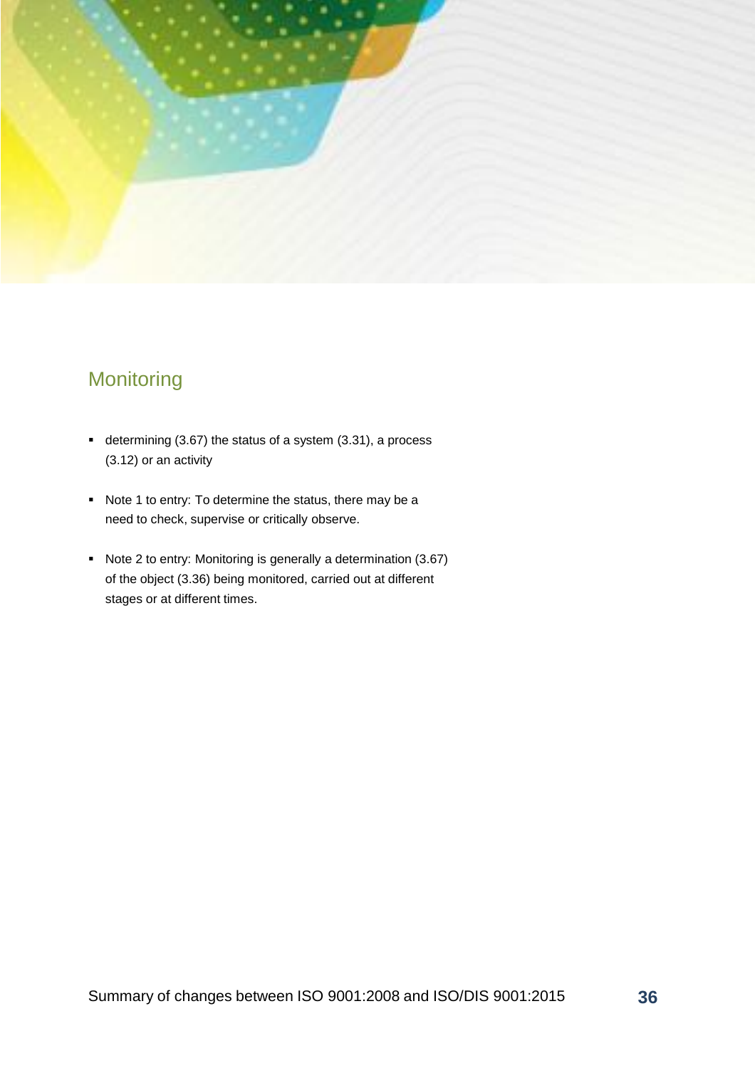## Monitoring

- determining (3.67) the status of a system (3.31), a process (3.12) or an activity
- Note 1 to entry: To determine the status, there may be a need to check, supervise or critically observe.
- Note 2 to entry: Monitoring is generally a determination (3.67) of the object (3.36) being monitored, carried out at different stages or at different times.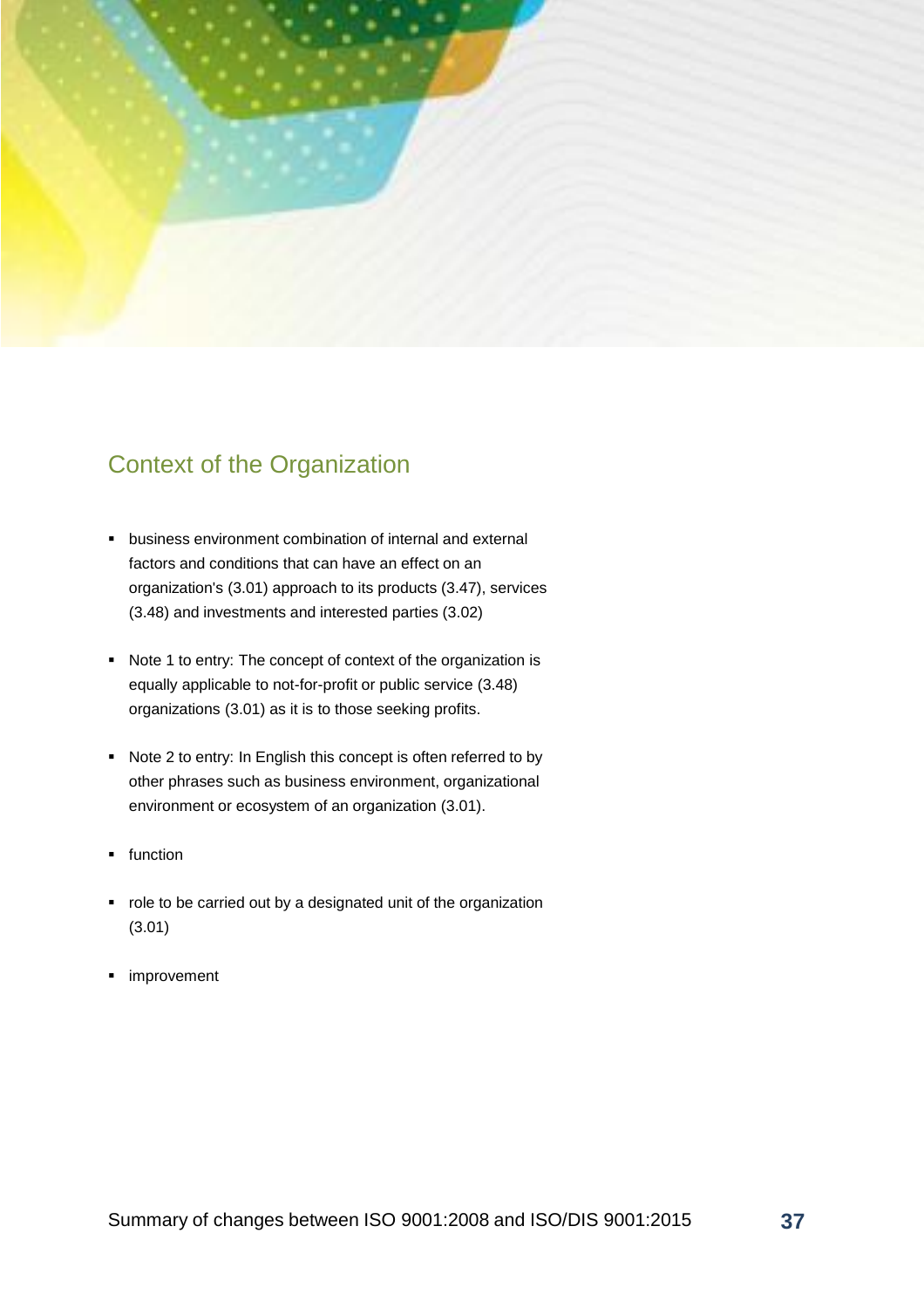## Context of the Organization

- business environment combination of internal and external factors and conditions that can have an effect on an organization's (3.01) approach to its products (3.47), services (3.48) and investments and interested parties (3.02)

- Note 1 to entry: The concept of context of the organization is equally applicable to not-for-profit or public service (3.48) organizations (3.01) as it is to those seeking profits.

- Note 2 to entry: In English this concept is often referred to by other phrases such as business environment, organizational environment or ecosystem of an organization (3.01).

- function

- role to be carried out by a designated unit of the organization (3.01)

- improvement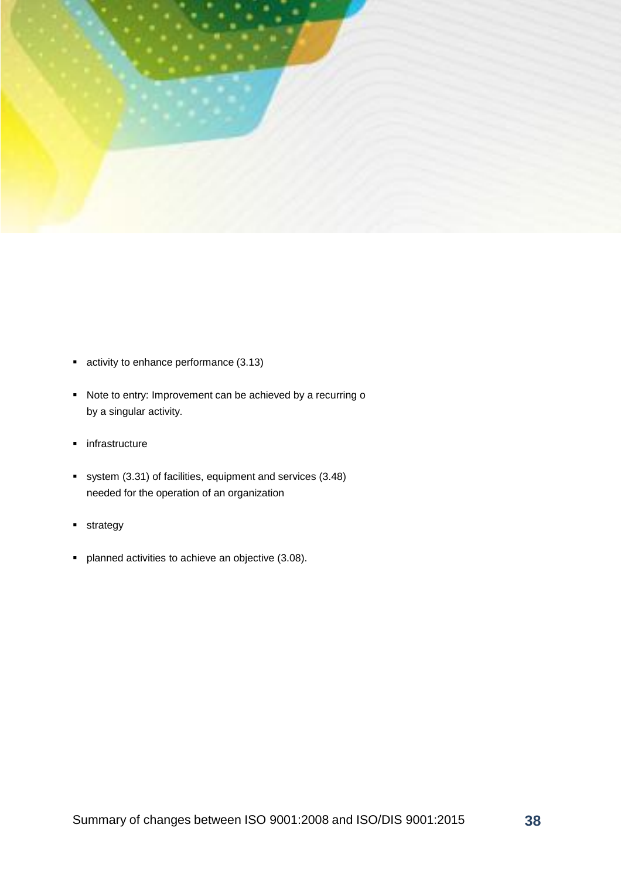- activity to enhance performance (3.13)
- Note to entry: Improvement can be achieved by a recurring o by a singular activity.
- infrastructure
- system (3.31) of facilities, equipment and services (3.48) needed for the operation of an organization
- strategy
- planned activities to achieve an objective (3.08).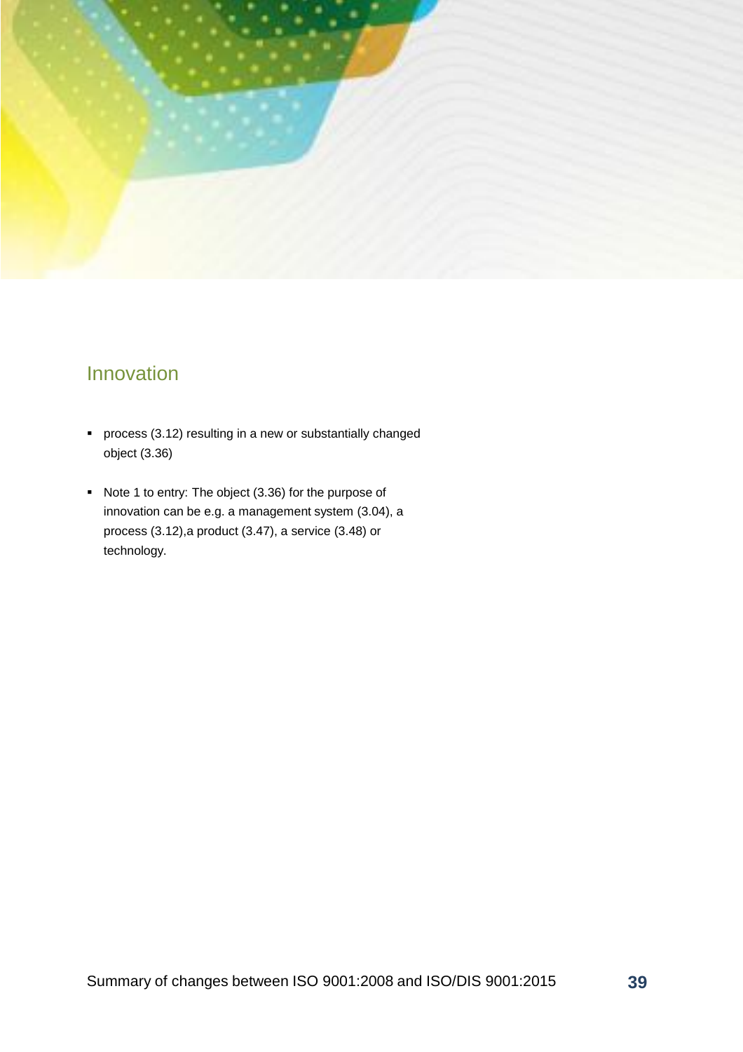## Innovation

- process (3.12) resulting in a new or substantially changed object (3.36)
- Note 1 to entry: The object (3.36) for the purpose of innovation can be e.g. a management system (3.04), a process (3.12),a product (3.47), a service (3.48) or technology.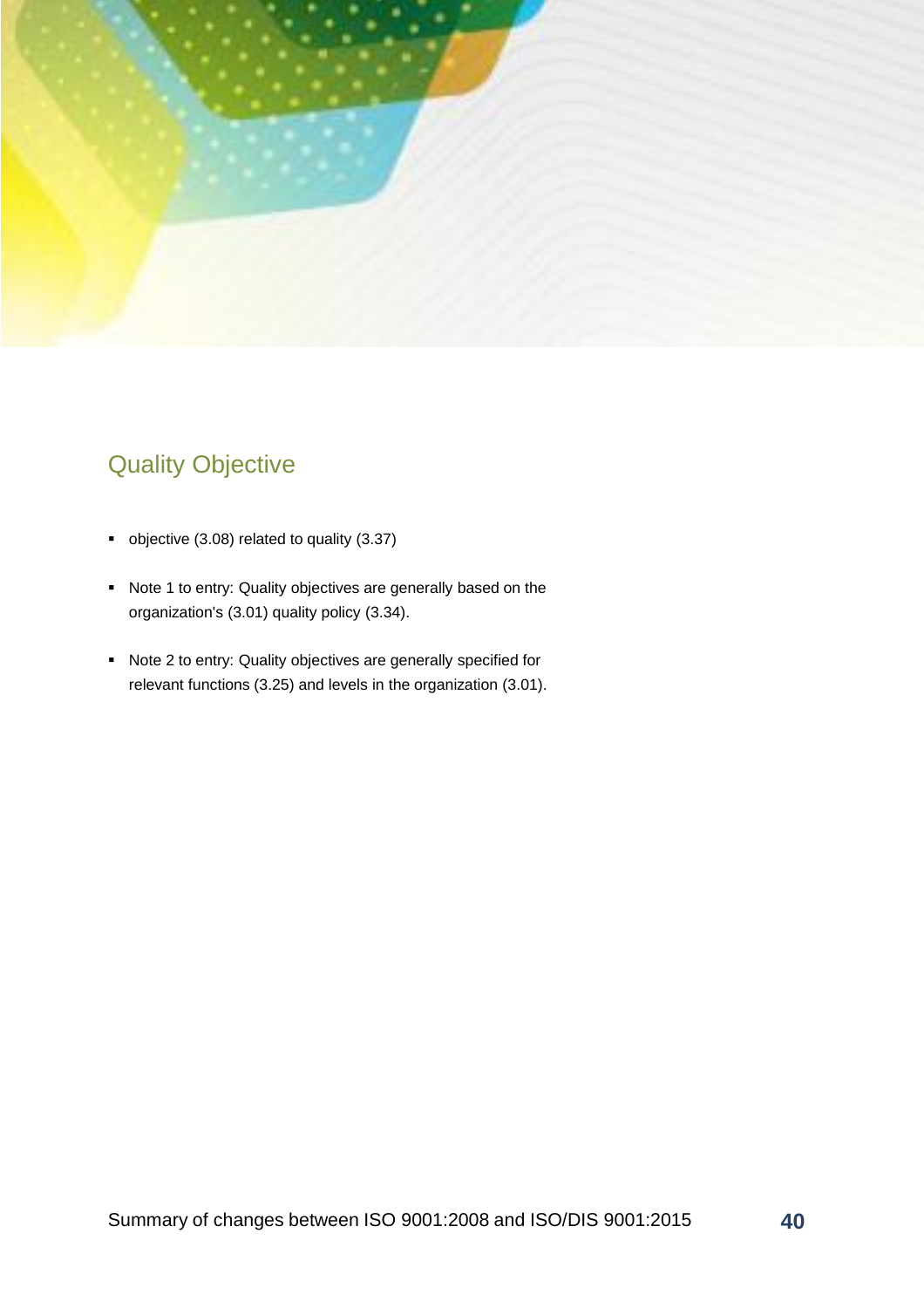## Quality Objective

- objective (3.08) related to quality (3.37)
- Note 1 to entry: Quality objectives are generally based on the organization's (3.01) quality policy (3.34).
- Note 2 to entry: Quality objectives are generally specified for relevant functions (3.25) and levels in the organization (3.01).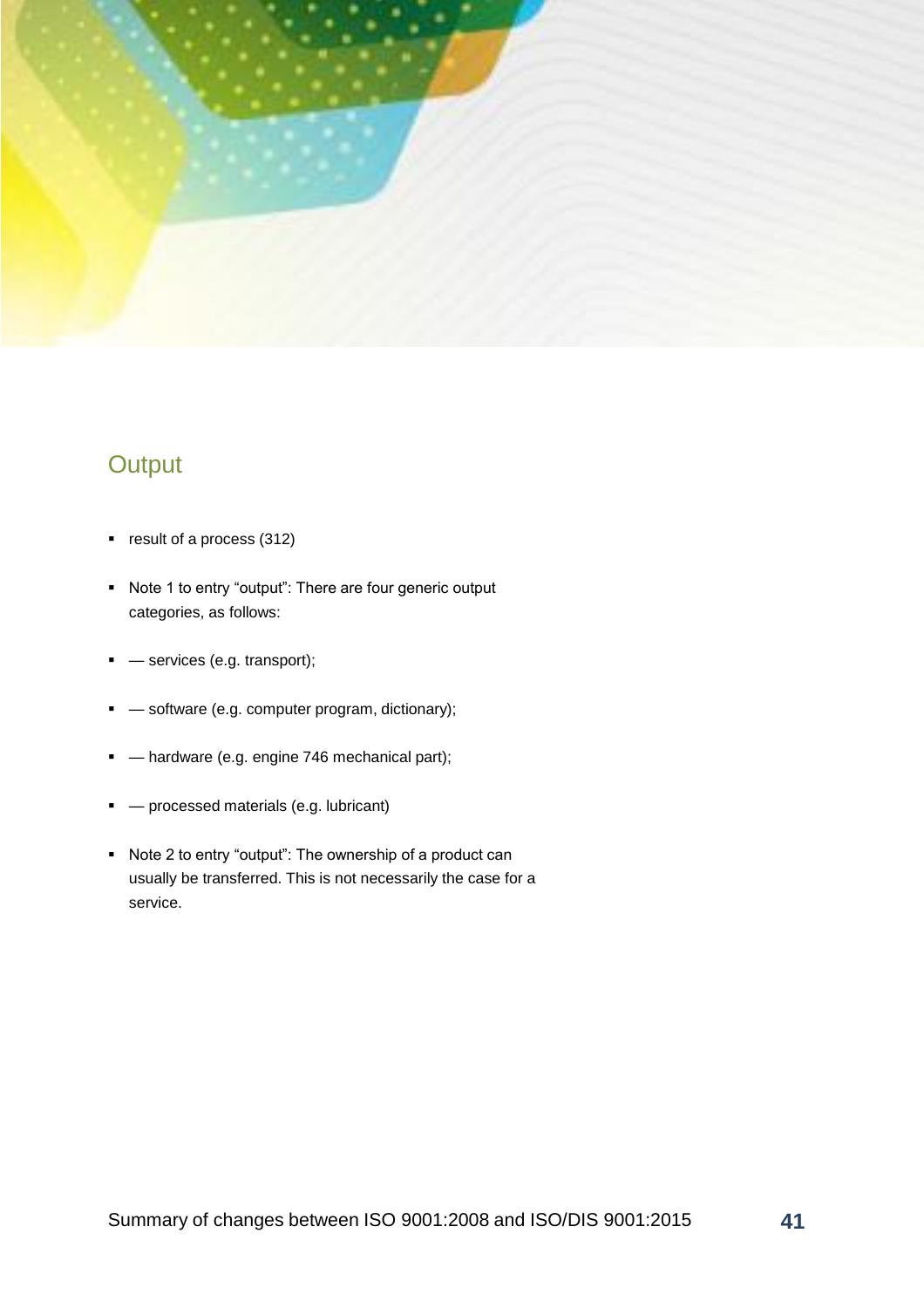## Output

- result of a process (312)
- Note 1 to entry "output": There are four generic output categories, as follows:
- — services (e.g. transport);
- — software (e.g. computer program, dictionary);
- — hardware (e.g. engine 746 mechanical part);
- — processed materials (e.g. lubricant)
- Note 2 to entry "output": The ownership of a product can usually be transferred. This is not necessarily the case for a service.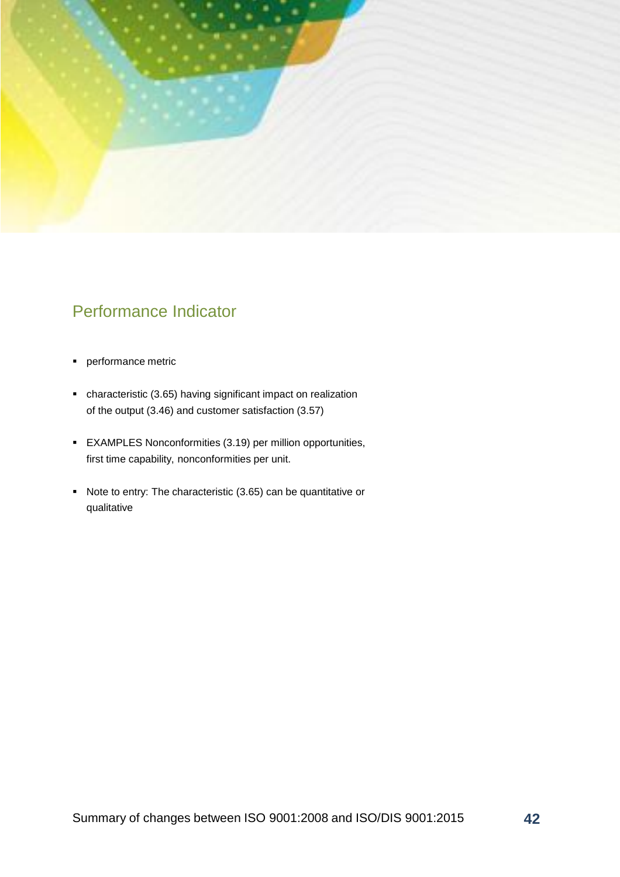## Performance Indicator

- performance metric
- characteristic (3.65) having significant impact on realization of the output (3.46) and customer satisfaction (3.57)
- EXAMPLES Nonconformities (3.19) per million opportunities, first time capability, nonconformities per unit.
- Note to entry: The characteristic (3.65) can be quantitative or qualitative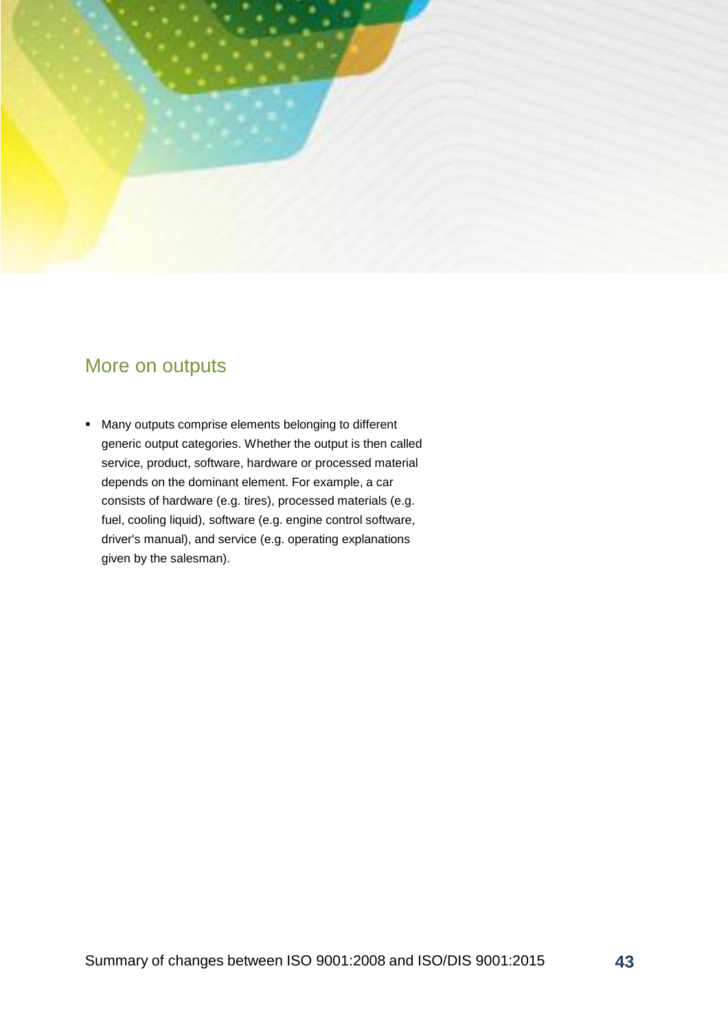## More on outputs

- Many outputs comprise elements belonging to different generic output categories. Whether the output is then called service, product, software, hardware or processed material depends on the dominant element. For example, a car consists of hardware (e.g. tires), processed materials (e.g. fuel, cooling liquid), software (e.g. engine control software, driver's manual), and service (e.g. operating explanations given by the salesman).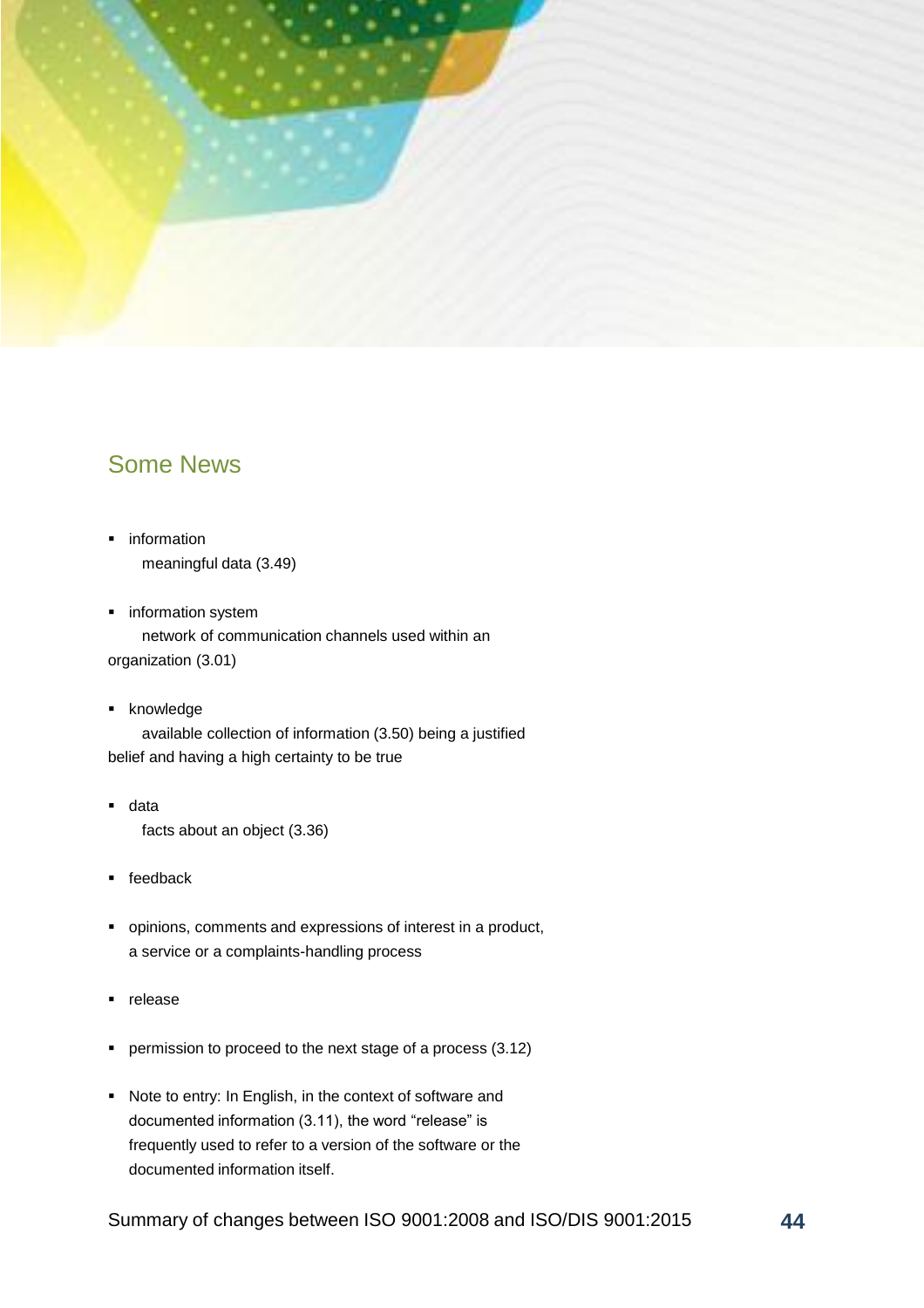## Some News

- information

  meaningful data (3.49)

- information system

  network of communication channels used within an organization (3.01)

- knowledge

  available collection of information (3.50) being a justified belief and having a high certainty to be true

- data

  facts about an object (3.36)

- feedback

- opinions, comments and expressions of interest in a product, a service or a complaints-handling process

- release

- permission to proceed to the next stage of a process (3.12)

- Note to entry: In English, in the context of software and documented information (3.11), the word “release” is frequently used to refer to a version of the software or the documented information itself.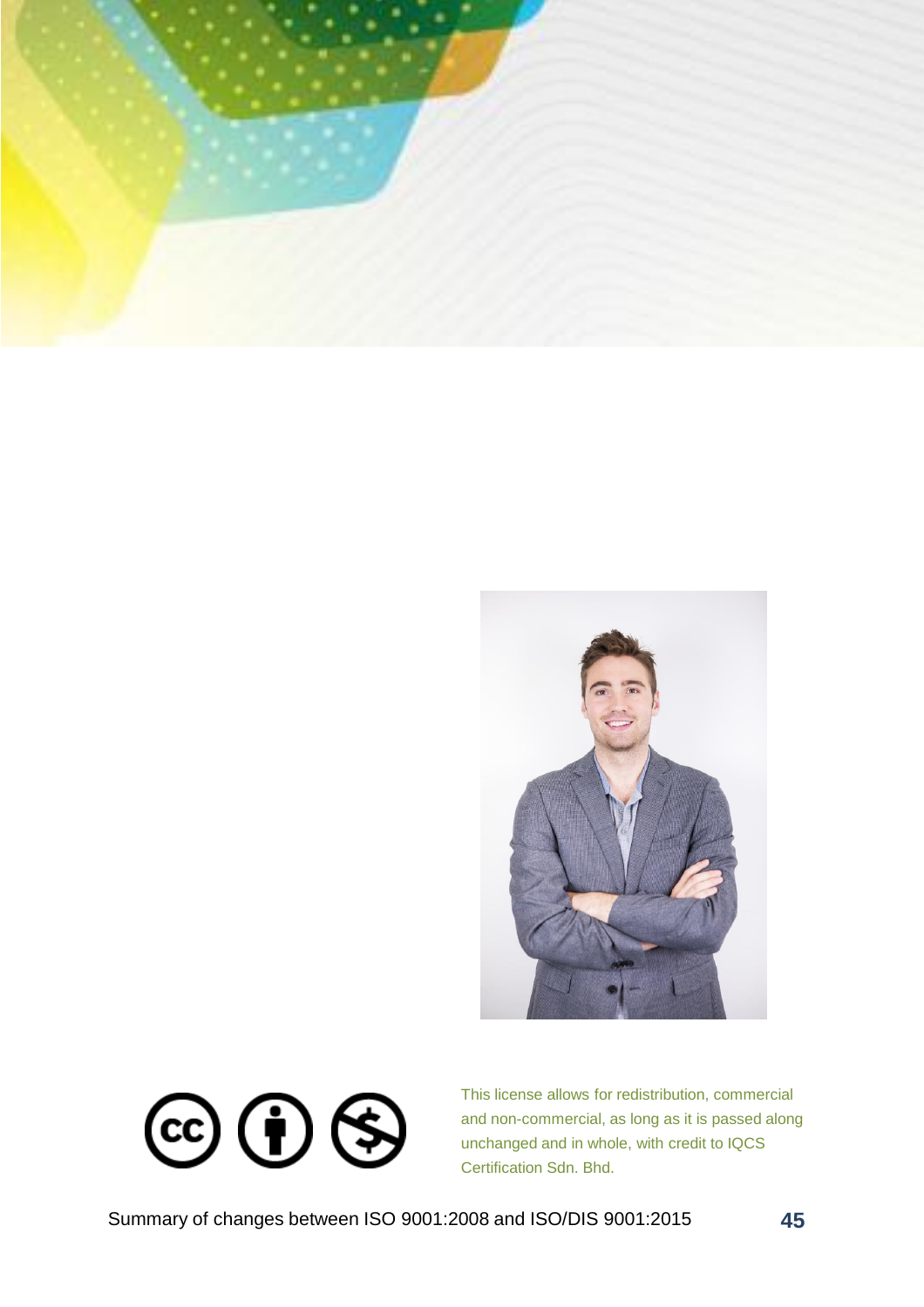This license allows for redistribution, commercial and non-commercial, as long as it is passed along unchanged and in whole, with credit to IQCS Certification Sdn. Bhd.